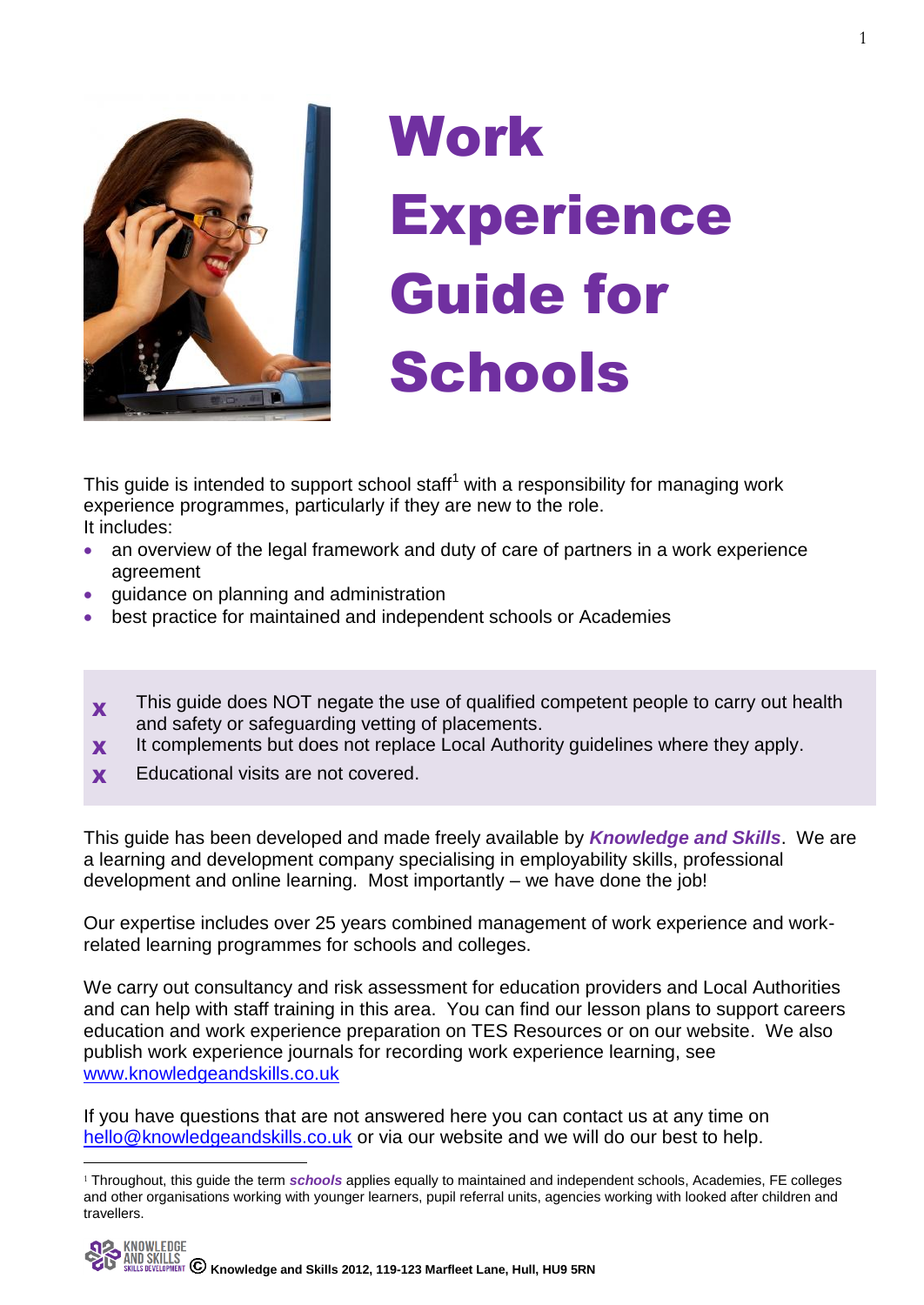# Work Experience Guide for Schools

This guide is intended to support school staff[1] with a responsibility for managing work experience programmes, particularly if they are new to the role.
It includes:

- an overview of the legal framework and duty of care of partners in a work experience agreement
- guidance on planning and administration
- best practice for maintained and independent schools or Academies

> **x** This guide does NOT negate the use of qualified competent people to carry out health and safety or safeguarding vetting of placements.
> **x** It complements but does not replace Local Authority guidelines where they apply.
> **x** Educational visits are not covered.

This guide has been developed and made freely available by ***Knowledge and Skills***. We are a learning and development company specialising in employability skills, professional development and online learning. Most importantly – we have done the job!

Our expertise includes over 25 years combined management of work experience and work-related learning programmes for schools and colleges.

We carry out consultancy and risk assessment for education providers and Local Authorities and can help with staff training in this area. You can find our lesson plans to support careers education and work experience preparation on TES Resources or on our website. We also publish work experience journals for recording work experience learning, see [www.knowledgeandskills.co.uk](http://www.knowledgeandskills.co.uk)

If you have questions that are not answered here you can contact us at any time on [hello@knowledgeandskills.co.uk](mailto:hello@knowledgeandskills.co.uk) or via our website and we will do our best to help.

---

[1] Throughout, this guide the term ***schools*** applies equally to maintained and independent schools, Academies, FE colleges and other organisations working with younger learners, pupil referral units, agencies working with looked after children and travellers.

© Knowledge and Skills 2012, 119-123 Marfleet Lane, Hull, HU9 5RN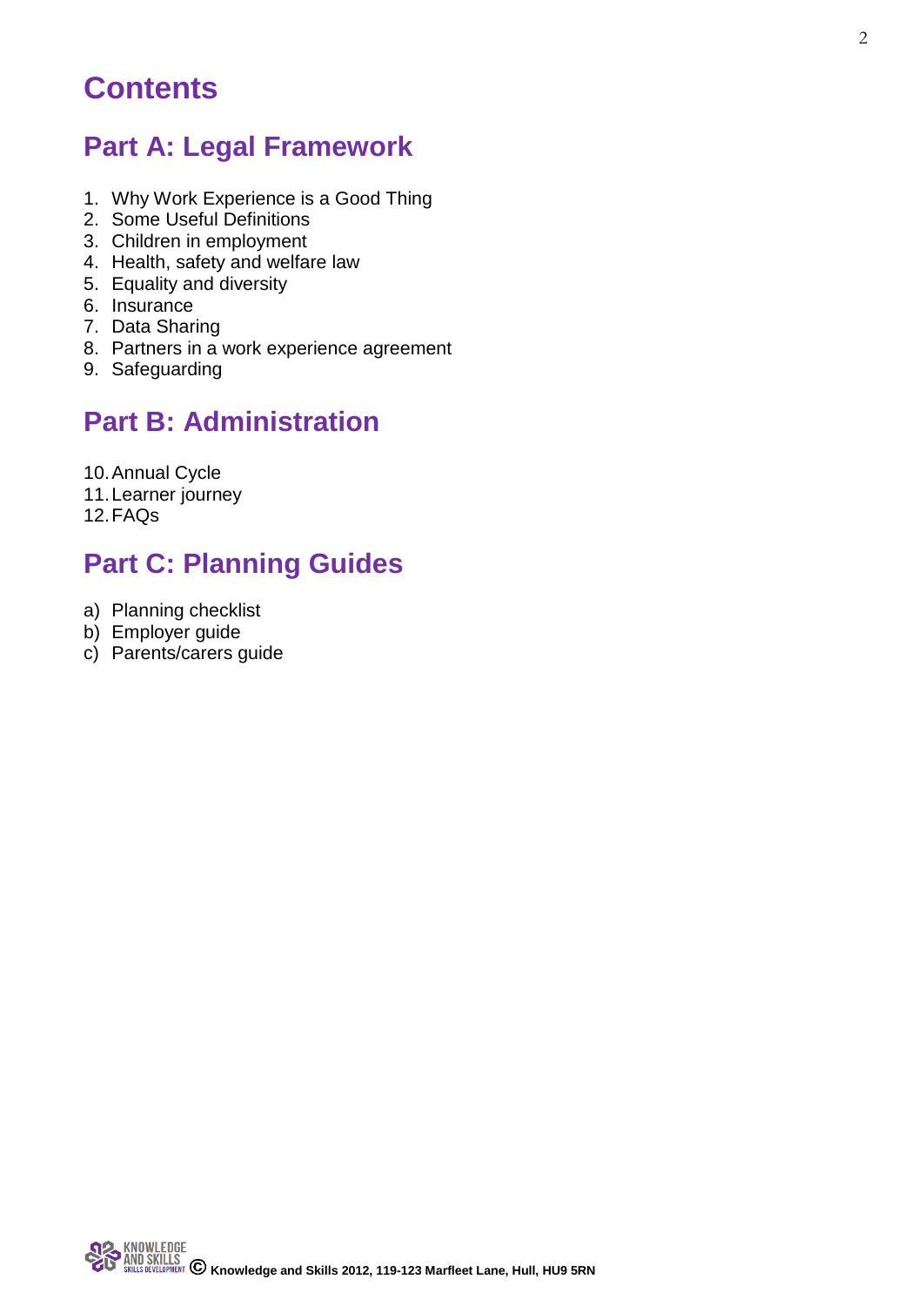# Contents

## Part A: Legal Framework

1. Why Work Experience is a Good Thing
2. Some Useful Definitions
3. Children in employment
4. Health, safety and welfare law
5. Equality and diversity
6. Insurance
7. Data Sharing
8. Partners in a work experience agreement
9. Safeguarding

## Part B: Administration

10. Annual Cycle
11. Learner journey
12. FAQs

## Part C: Planning Guides

a) Planning checklist
b) Employer guide
c) Parents/carers guide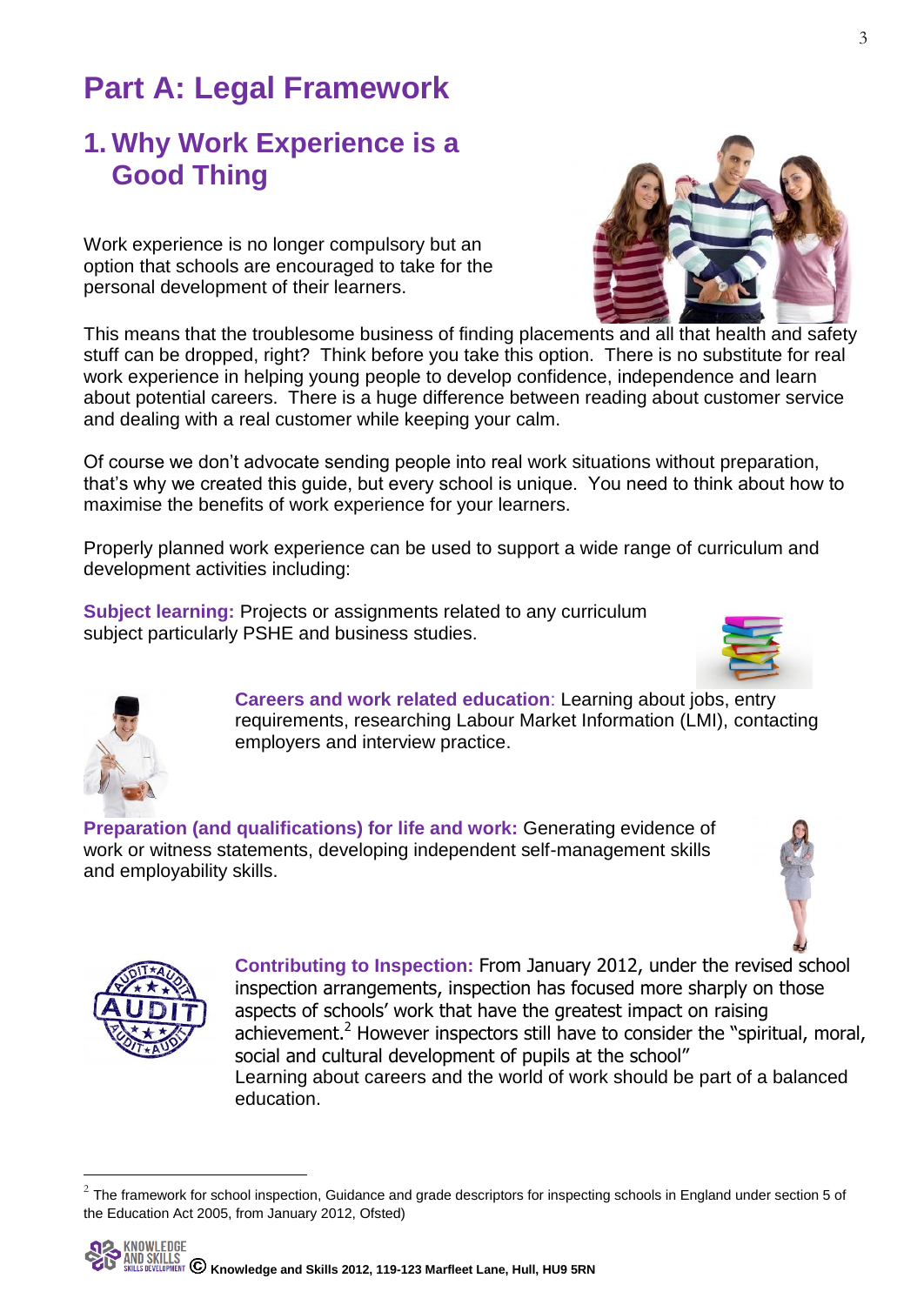# Part A: Legal Framework

## 1. Why Work Experience is a Good Thing

Work experience is no longer compulsory but an option that schools are encouraged to take for the personal development of their learners.

This means that the troublesome business of finding placements and all that health and safety stuff can be dropped, right? Think before you take this option. There is no substitute for real work experience in helping young people to develop confidence, independence and learn about potential careers. There is a huge difference between reading about customer service and dealing with a real customer while keeping your calm.

Of course we don't advocate sending people into real work situations without preparation, that's why we created this guide, but every school is unique. You need to think about how to maximise the benefits of work experience for your learners.

Properly planned work experience can be used to support a wide range of curriculum and development activities including:

**Subject learning:** Projects or assignments related to any curriculum subject particularly PSHE and business studies.

**Careers and work related education**: Learning about jobs, entry requirements, researching Labour Market Information (LMI), contacting employers and interview practice.

**Preparation (and qualifications) for life and work:** Generating evidence of work or witness statements, developing independent self-management skills and employability skills.

**Contributing to Inspection:** From January 2012, under the revised school inspection arrangements, inspection has focused more sharply on those aspects of schools' work that have the greatest impact on raising achievement.[2] However inspectors still have to consider the "spiritual, moral, social and cultural development of pupils at the school"
Learning about careers and the world of work should be part of a balanced education.

---

[2] The framework for school inspection, Guidance and grade descriptors for inspecting schools in England under section 5 of the Education Act 2005, from January 2012, Ofsted)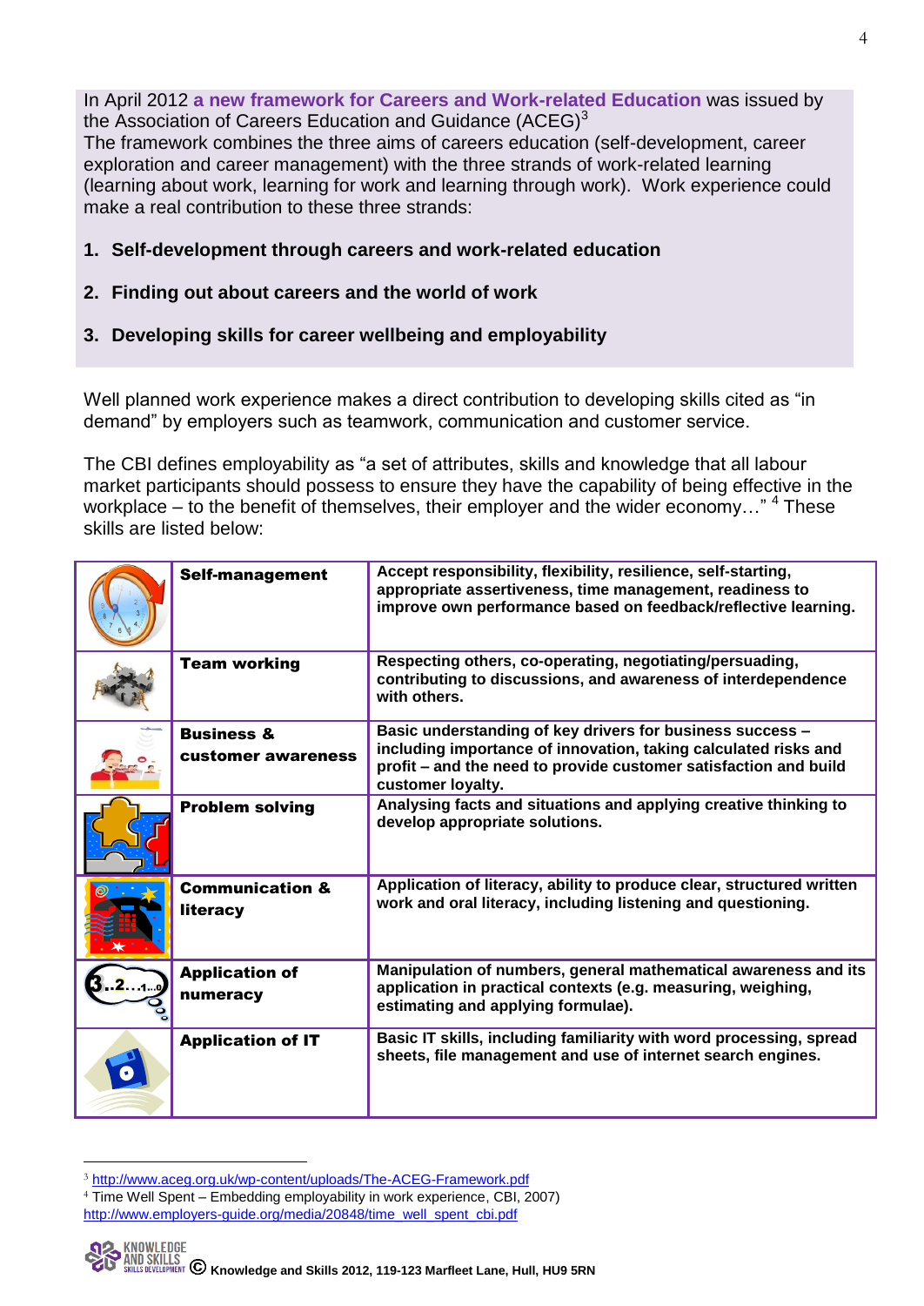In April 2012 **a new framework for Careers and Work-related Education** was issued by the Association of Careers Education and Guidance (ACEG)[3]
The framework combines the three aims of careers education (self-development, career exploration and career management) with the three strands of work-related learning (learning about work, learning for work and learning through work). Work experience could make a real contribution to these three strands:

1. **Self-development through careers and work-related education**

2. **Finding out about careers and the world of work**

3. **Developing skills for career wellbeing and employability**

Well planned work experience makes a direct contribution to developing skills cited as "in demand" by employers such as teamwork, communication and customer service.

The CBI defines employability as "a set of attributes, skills and knowledge that all labour market participants should possess to ensure they have the capability of being effective in the workplace – to the benefit of themselves, their employer and the wider economy…" [4] These skills are listed below:

| | | |
|---|---|---|
| | **Self-management** | **Accept responsibility, flexibility, resilience, self-starting, appropriate assertiveness, time management, readiness to improve own performance based on feedback/reflective learning.** |
| | **Team working** | **Respecting others, co-operating, negotiating/persuading, contributing to discussions, and awareness of interdependence with others.** |
| | **Business & customer awareness** | **Basic understanding of key drivers for business success – including importance of innovation, taking calculated risks and profit – and the need to provide customer satisfaction and build customer loyalty.** |
| | **Problem solving** | **Analysing facts and situations and applying creative thinking to develop appropriate solutions.** |
| | **Communication & literacy** | **Application of literacy, ability to produce clear, structured written work and oral literacy, including listening and questioning.** |
| | **Application of numeracy** | **Manipulation of numbers, general mathematical awareness and its application in practical contexts (e.g. measuring, weighing, estimating and applying formulae).** |
| | **Application of IT** | **Basic IT skills, including familiarity with word processing, spread sheets, file management and use of internet search engines.** |

[3] http://www.aceg.org.uk/wp-content/uploads/The-ACEG-Framework.pdf
[4] Time Well Spent – Embedding employability in work experience, CBI, 2007) http://www.employers-guide.org/media/20848/time_well_spent_cbi.pdf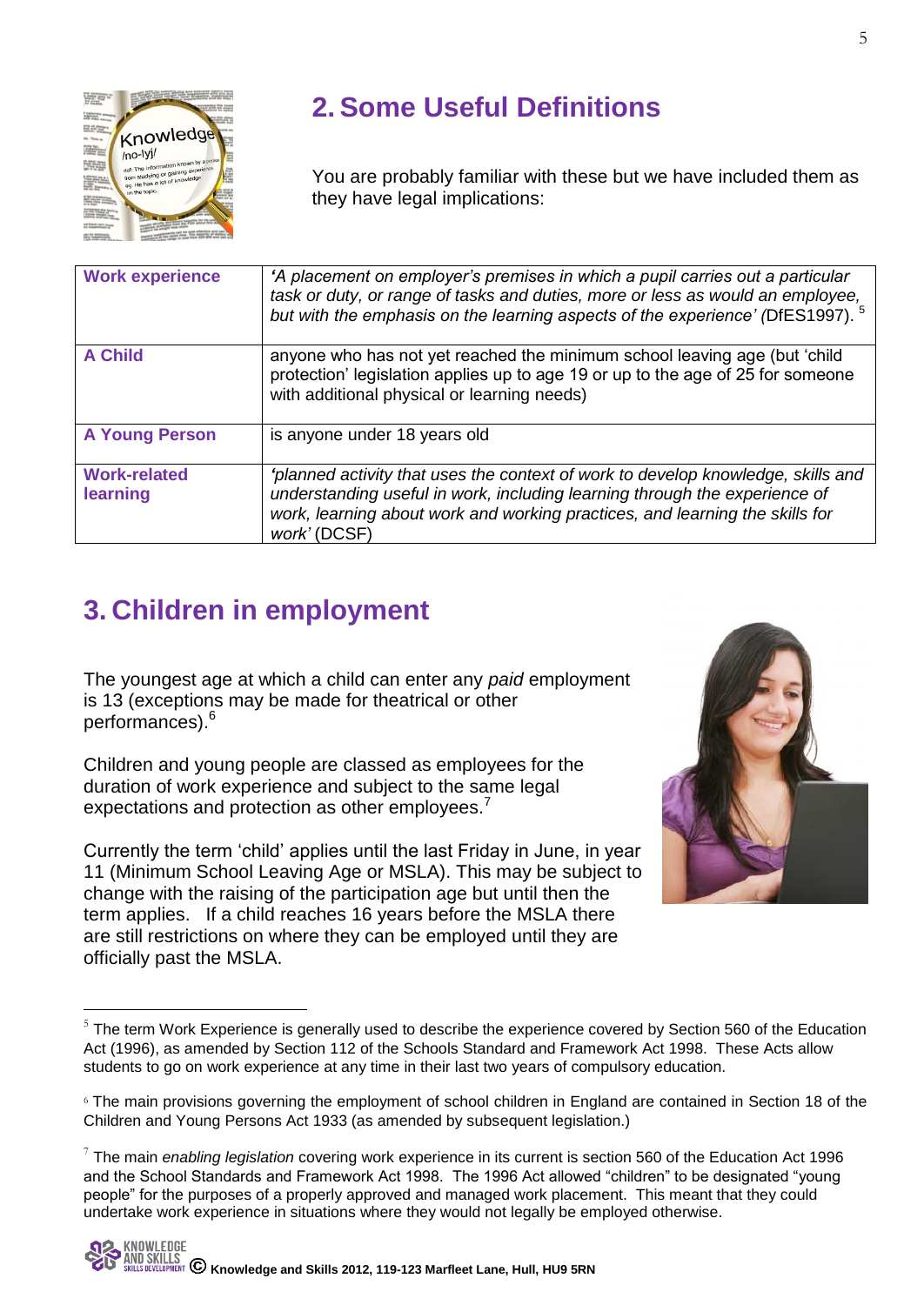## 2. Some Useful Definitions

You are probably familiar with these but we have included them as they have legal implications:

| | |
|---|---|
| **Work experience** | *'A placement on employer's premises in which a pupil carries out a particular task or duty, or range of tasks and duties, more or less as would an employee, but with the emphasis on the learning aspects of the experience' (*DfES1997).[5] |
| **A Child** | anyone who has not yet reached the minimum school leaving age (but 'child protection' legislation applies up to age 19 or up to the age of 25 for someone with additional physical or learning needs) |
| **A Young Person** | is anyone under 18 years old |
| **Work-related learning** | *'planned activity that uses the context of work to develop knowledge, skills and understanding useful in work, including learning through the experience of work, learning about work and working practices, and learning the skills for work'* (DCSF) |

## 3. Children in employment

The youngest age at which a child can enter any *paid* employment is 13 (exceptions may be made for theatrical or other performances).[6]

Children and young people are classed as employees for the duration of work experience and subject to the same legal expectations and protection as other employees.[7]

Currently the term 'child' applies until the last Friday in June, in year 11 (Minimum School Leaving Age or MSLA). This may be subject to change with the raising of the participation age but until then the term applies. If a child reaches 16 years before the MSLA there are still restrictions on where they can be employed until they are officially past the MSLA.

---

[5] The term Work Experience is generally used to describe the experience covered by Section 560 of the Education Act (1996), as amended by Section 112 of the Schools Standard and Framework Act 1998. These Acts allow students to go on work experience at any time in their last two years of compulsory education.

[6] The main provisions governing the employment of school children in England are contained in Section 18 of the Children and Young Persons Act 1933 (as amended by subsequent legislation.)

[7] The main *enabling legislation* covering work experience in its current is section 560 of the Education Act 1996 and the School Standards and Framework Act 1998. The 1996 Act allowed "children" to be designated "young people" for the purposes of a properly approved and managed work placement. This meant that they could undertake work experience in situations where they would not legally be employed otherwise.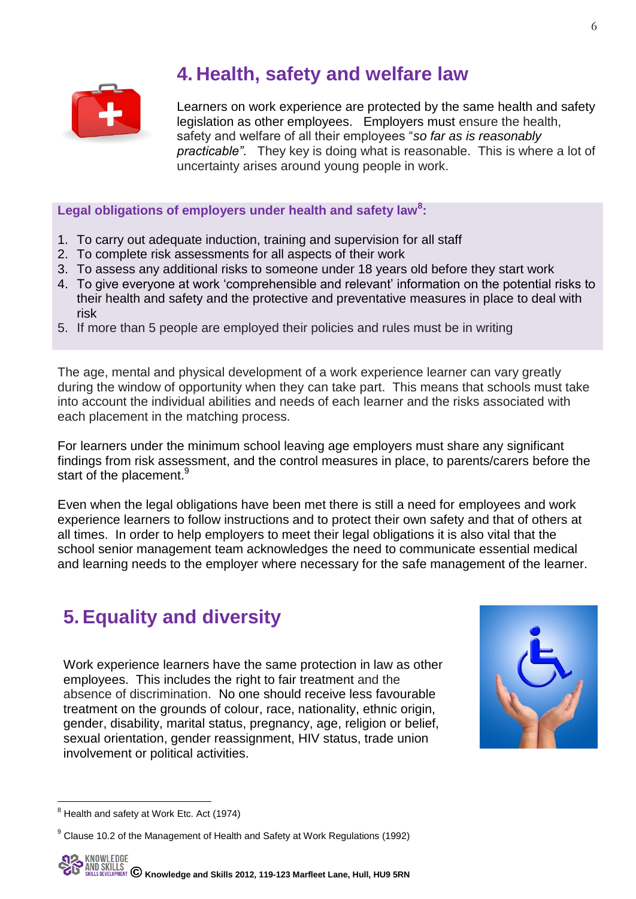## 4. Health, safety and welfare law

Learners on work experience are protected by the same health and safety legislation as other employees. Employers must ensure the health, safety and welfare of all their employees "*so far as is reasonably practicable"*. They key is doing what is reasonable. This is where a lot of uncertainty arises around young people in work.

**Legal obligations of employers under health and safety law[8]:**

1. To carry out adequate induction, training and supervision for all staff
2. To complete risk assessments for all aspects of their work
3. To assess any additional risks to someone under 18 years old before they start work
4. To give everyone at work 'comprehensible and relevant' information on the potential risks to their health and safety and the protective and preventative measures in place to deal with risk
5. If more than 5 people are employed their policies and rules must be in writing

The age, mental and physical development of a work experience learner can vary greatly during the window of opportunity when they can take part. This means that schools must take into account the individual abilities and needs of each learner and the risks associated with each placement in the matching process.

For learners under the minimum school leaving age employers must share any significant findings from risk assessment, and the control measures in place, to parents/carers before the start of the placement.[9]

Even when the legal obligations have been met there is still a need for employees and work experience learners to follow instructions and to protect their own safety and that of others at all times. In order to help employers to meet their legal obligations it is also vital that the school senior management team acknowledges the need to communicate essential medical and learning needs to the employer where necessary for the safe management of the learner.

## 5. Equality and diversity

Work experience learners have the same protection in law as other employees. This includes the right to fair treatment and the absence of discrimination. No one should receive less favourable treatment on the grounds of colour, race, nationality, ethnic origin, gender, disability, marital status, pregnancy, age, religion or belief, sexual orientation, gender reassignment, HIV status, trade union involvement or political activities.

---

[8] Health and safety at Work Etc. Act (1974)

[9] Clause 10.2 of the Management of Health and Safety at Work Regulations (1992)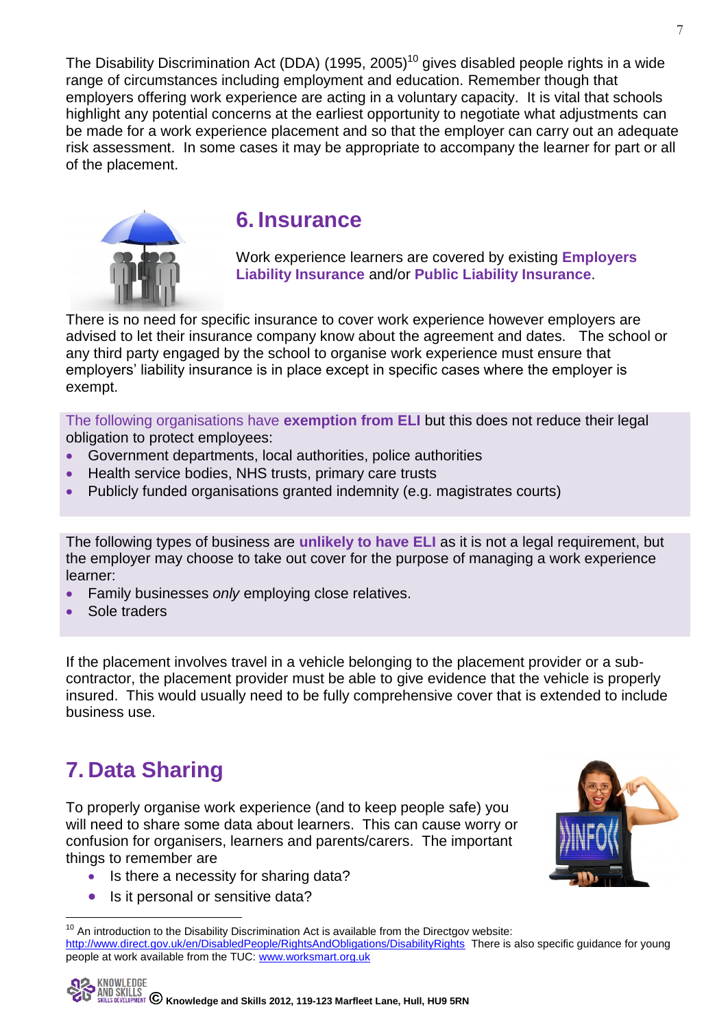The Disability Discrimination Act (DDA) (1995, 2005)[10] gives disabled people rights in a wide range of circumstances including employment and education. Remember though that employers offering work experience are acting in a voluntary capacity. It is vital that schools highlight any potential concerns at the earliest opportunity to negotiate what adjustments can be made for a work experience placement and so that the employer can carry out an adequate risk assessment. In some cases it may be appropriate to accompany the learner for part or all of the placement.

## 6. Insurance

Work experience learners are covered by existing **Employers Liability Insurance** and/or **Public Liability Insurance**.

There is no need for specific insurance to cover work experience however employers are advised to let their insurance company know about the agreement and dates. The school or any third party engaged by the school to organise work experience must ensure that employers' liability insurance is in place except in specific cases where the employer is exempt.

The following organisations have **exemption from ELI** but this does not reduce their legal obligation to protect employees:

- Government departments, local authorities, police authorities
- Health service bodies, NHS trusts, primary care trusts
- Publicly funded organisations granted indemnity (e.g. magistrates courts)

The following types of business are **unlikely to have ELI** as it is not a legal requirement, but the employer may choose to take out cover for the purpose of managing a work experience learner:

- Family businesses *only* employing close relatives.
- Sole traders

If the placement involves travel in a vehicle belonging to the placement provider or a sub-contractor, the placement provider must be able to give evidence that the vehicle is properly insured. This would usually need to be fully comprehensive cover that is extended to include business use.

## 7. Data Sharing

To properly organise work experience (and to keep people safe) you will need to share some data about learners. This can cause worry or confusion for organisers, learners and parents/carers. The important things to remember are

- Is there a necessity for sharing data?
- Is it personal or sensitive data?

[10] An introduction to the Disability Discrimination Act is available from the Directgov website: http://www.direct.gov.uk/en/DisabledPeople/RightsAndObligations/DisabilityRights There is also specific guidance for young people at work available from the TUC: www.worksmart.org.uk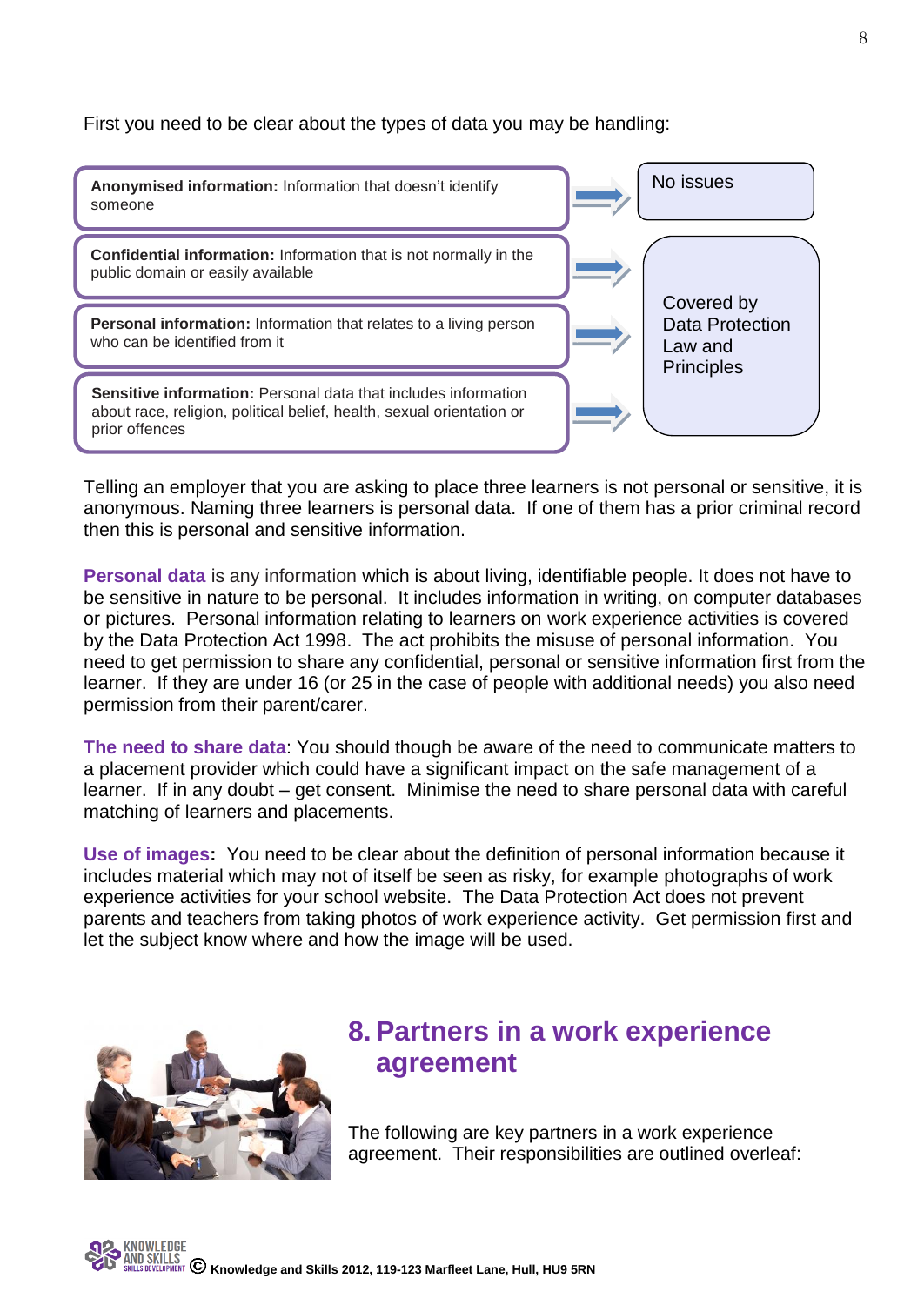First you need to be clear about the types of data you may be handling:

| Type of data | Status |
|---|---|
| **Anonymised information:** Information that doesn't identify someone | No issues |
| **Confidential information:** Information that is not normally in the public domain or easily available | Covered by Data Protection Law and Principles |
| **Personal information:** Information that relates to a living person who can be identified from it | Covered by Data Protection Law and Principles |
| **Sensitive information:** Personal data that includes information about race, religion, political belief, health, sexual orientation or prior offences | Covered by Data Protection Law and Principles |

Telling an employer that you are asking to place three learners is not personal or sensitive, it is anonymous. Naming three learners is personal data. If one of them has a prior criminal record then this is personal and sensitive information.

**Personal data** is any information which is about living, identifiable people. It does not have to be sensitive in nature to be personal. It includes information in writing, on computer databases or pictures. Personal information relating to learners on work experience activities is covered by the Data Protection Act 1998. The act prohibits the misuse of personal information. You need to get permission to share any confidential, personal or sensitive information first from the learner. If they are under 16 (or 25 in the case of people with additional needs) you also need permission from their parent/carer.

**The need to share data**: You should though be aware of the need to communicate matters to a placement provider which could have a significant impact on the safe management of a learner. If in any doubt – get consent. Minimise the need to share personal data with careful matching of learners and placements.

**Use of images:** You need to be clear about the definition of personal information because it includes material which may not of itself be seen as risky, for example photographs of work experience activities for your school website. The Data Protection Act does not prevent parents and teachers from taking photos of work experience activity. Get permission first and let the subject know where and how the image will be used.

## 8. Partners in a work experience agreement

The following are key partners in a work experience agreement. Their responsibilities are outlined overleaf: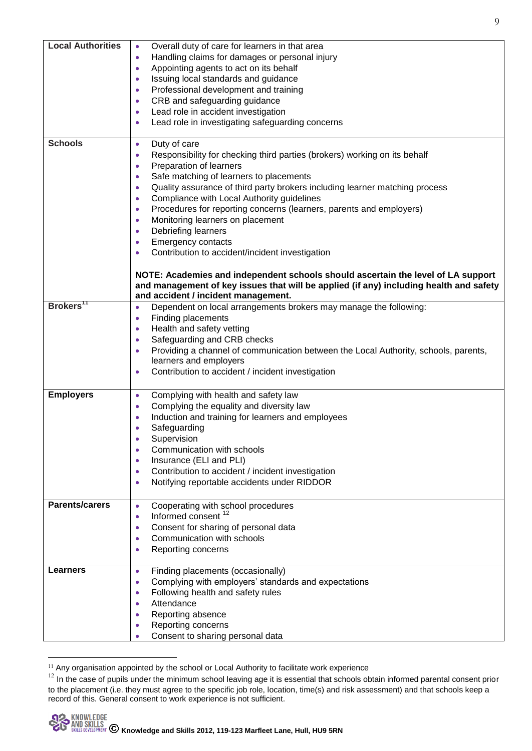| | |
|---|---|
| **Local Authorities** | • Overall duty of care for learners in that area<br>• Handling claims for damages or personal injury<br>• Appointing agents to act on its behalf<br>• Issuing local standards and guidance<br>• Professional development and training<br>• CRB and safeguarding guidance<br>• Lead role in accident investigation<br>• Lead role in investigating safeguarding concerns |
| **Schools** | • Duty of care<br>• Responsibility for checking third parties (brokers) working on its behalf<br>• Preparation of learners<br>• Safe matching of learners to placements<br>• Quality assurance of third party brokers including learner matching process<br>• Compliance with Local Authority guidelines<br>• Procedures for reporting concerns (learners, parents and employers)<br>• Monitoring learners on placement<br>• Debriefing learners<br>• Emergency contacts<br>• Contribution to accident/incident investigation<br><br>**NOTE: Academies and independent schools should ascertain the level of LA support and management of key issues that will be applied (if any) including health and safety and accident / incident management.** |
| **Brokers**[11] | • Dependent on local arrangements brokers may manage the following:<br>• Finding placements<br>• Health and safety vetting<br>• Safeguarding and CRB checks<br>• Providing a channel of communication between the Local Authority, schools, parents, learners and employers<br>• Contribution to accident / incident investigation |
| **Employers** | • Complying with health and safety law<br>• Complying the equality and diversity law<br>• Induction and training for learners and employees<br>• Safeguarding<br>• Supervision<br>• Communication with schools<br>• Insurance (ELI and PLI)<br>• Contribution to accident / incident investigation<br>• Notifying reportable accidents under RIDDOR |
| **Parents/carers** | • Cooperating with school procedures<br>• Informed consent [12]<br>• Consent for sharing of personal data<br>• Communication with schools<br>• Reporting concerns |
| **Learners** | • Finding placements (occasionally)<br>• Complying with employers' standards and expectations<br>• Following health and safety rules<br>• Attendance<br>• Reporting absence<br>• Reporting concerns<br>• Consent to sharing personal data |

[11] Any organisation appointed by the school or Local Authority to facilitate work experience

[12] In the case of pupils under the minimum school leaving age it is essential that schools obtain informed parental consent prior to the placement (i.e. they must agree to the specific job role, location, time(s) and risk assessment) and that schools keep a record of this. General consent to work experience is not sufficient.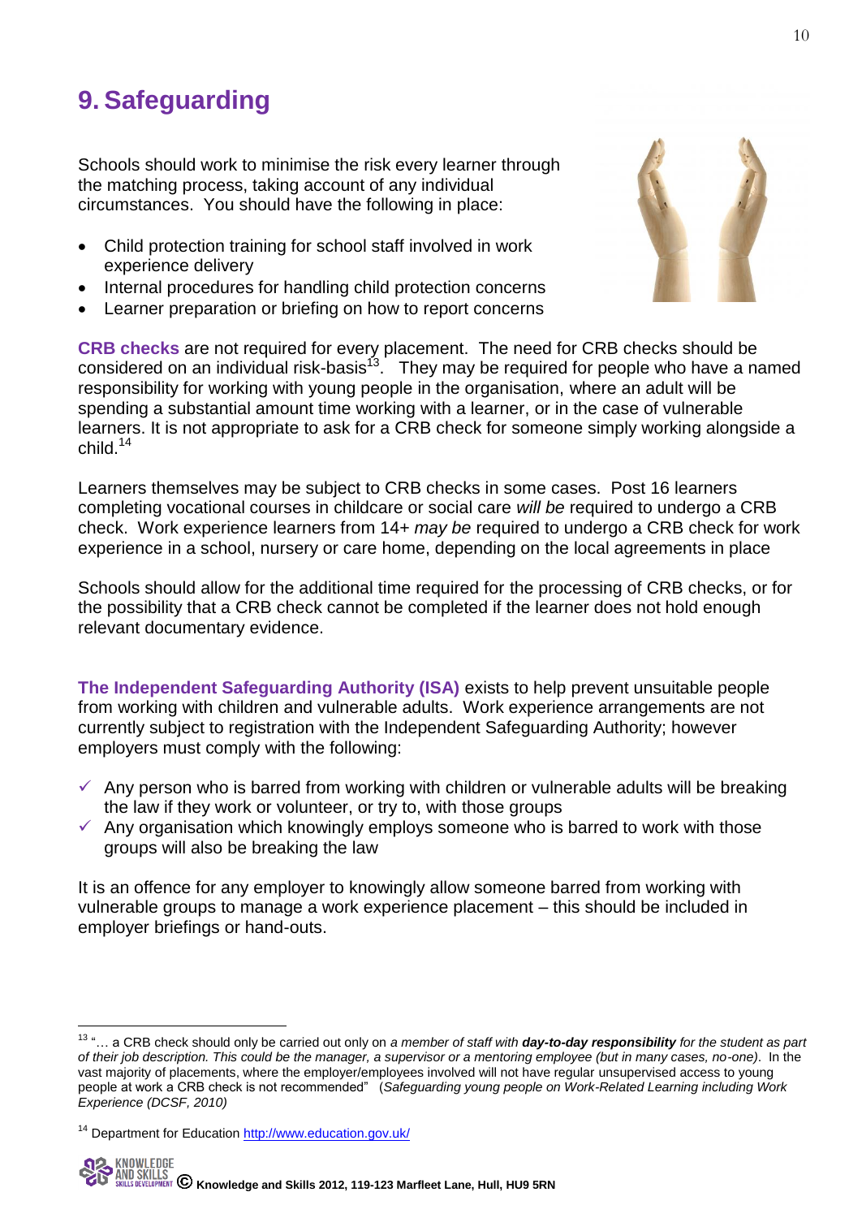# 9. Safeguarding

Schools should work to minimise the risk every learner through the matching process, taking account of any individual circumstances. You should have the following in place:

- Child protection training for school staff involved in work experience delivery
- Internal procedures for handling child protection concerns
- Learner preparation or briefing on how to report concerns

**CRB checks** are not required for every placement. The need for CRB checks should be considered on an individual risk-basis[13]. They may be required for people who have a named responsibility for working with young people in the organisation, where an adult will be spending a substantial amount time working with a learner, or in the case of vulnerable learners. It is not appropriate to ask for a CRB check for someone simply working alongside a child.[14]

Learners themselves may be subject to CRB checks in some cases. Post 16 learners completing vocational courses in childcare or social care *will be* required to undergo a CRB check. Work experience learners from 14+ *may be* required to undergo a CRB check for work experience in a school, nursery or care home, depending on the local agreements in place

Schools should allow for the additional time required for the processing of CRB checks, or for the possibility that a CRB check cannot be completed if the learner does not hold enough relevant documentary evidence.

**The Independent Safeguarding Authority (ISA)** exists to help prevent unsuitable people from working with children and vulnerable adults. Work experience arrangements are not currently subject to registration with the Independent Safeguarding Authority; however employers must comply with the following:

- ✓ Any person who is barred from working with children or vulnerable adults will be breaking the law if they work or volunteer, or try to, with those groups
- ✓ Any organisation which knowingly employs someone who is barred to work with those groups will also be breaking the law

It is an offence for any employer to knowingly allow someone barred from working with vulnerable groups to manage a work experience placement – this should be included in employer briefings or hand-outs.

---

[13] "… a CRB check should only be carried out only on *a member of staff with **day-to-day responsibility** for the student as part of their job description. This could be the manager, a supervisor or a mentoring employee (but in many cases, no-one).* In the vast majority of placements, where the employer/employees involved will not have regular unsupervised access to young people at work a CRB check is not recommended" (*Safeguarding young people on Work-Related Learning including Work Experience (DCSF, 2010)*)

[14] Department for Education http://www.education.gov.uk/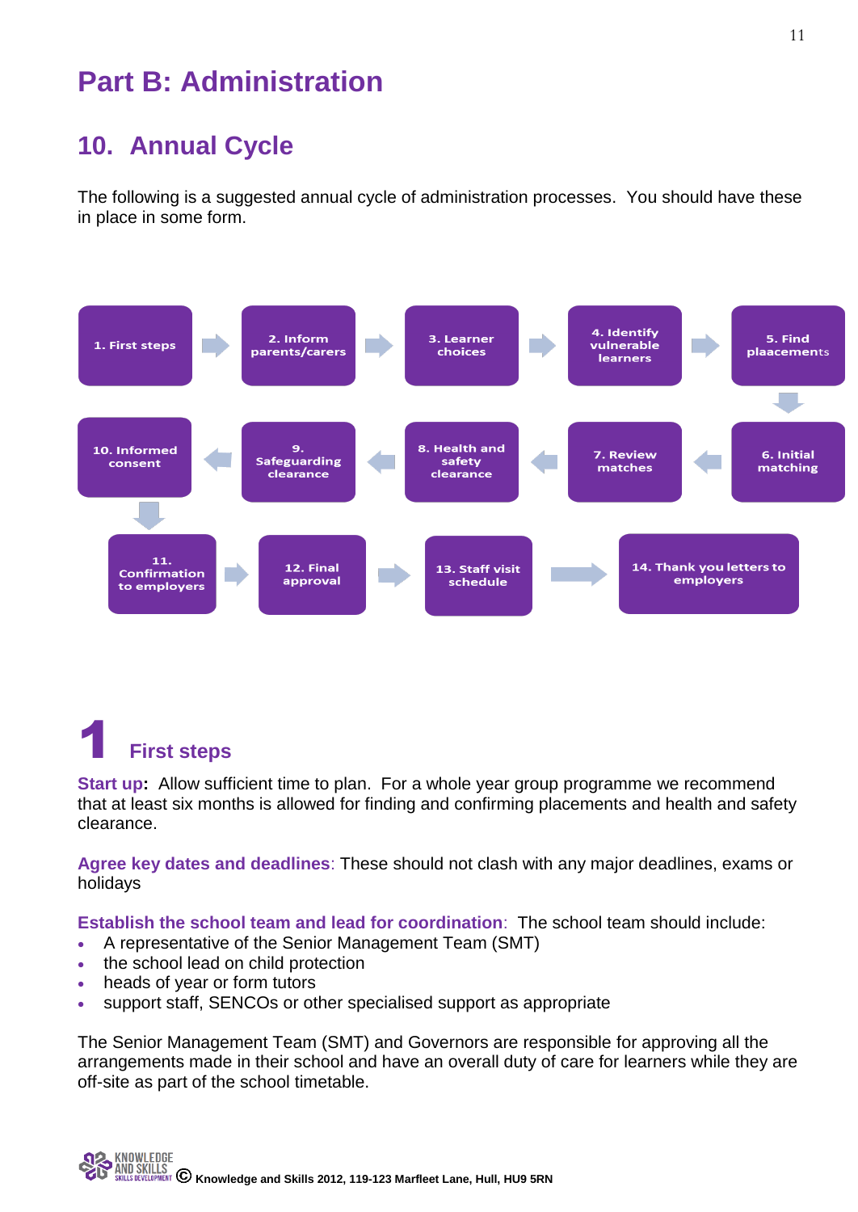# Part B: Administration

## 10. Annual Cycle

The following is a suggested annual cycle of administration processes. You should have these in place in some form.

1. First steps → 2. Inform parents/carers → 3. Learner choices → 4. Identify vulnerable learners → 5. Find plaacements → 6. Initial matching → 7. Review matches → 8. Health and safety clearance → 9. Safeguarding clearance → 10. Informed consent → 11. Confirmation to employers → 12. Final approval → 13. Staff visit schedule → 14. Thank you letters to employers

## 1 First steps

**Start up:** Allow sufficient time to plan. For a whole year group programme we recommend that at least six months is allowed for finding and confirming placements and health and safety clearance.

**Agree key dates and deadlines**: These should not clash with any major deadlines, exams or holidays

**Establish the school team and lead for coordination**: The school team should include:

- A representative of the Senior Management Team (SMT)
- the school lead on child protection
- heads of year or form tutors
- support staff, SENCOs or other specialised support as appropriate

The Senior Management Team (SMT) and Governors are responsible for approving all the arrangements made in their school and have an overall duty of care for learners while they are off-site as part of the school timetable.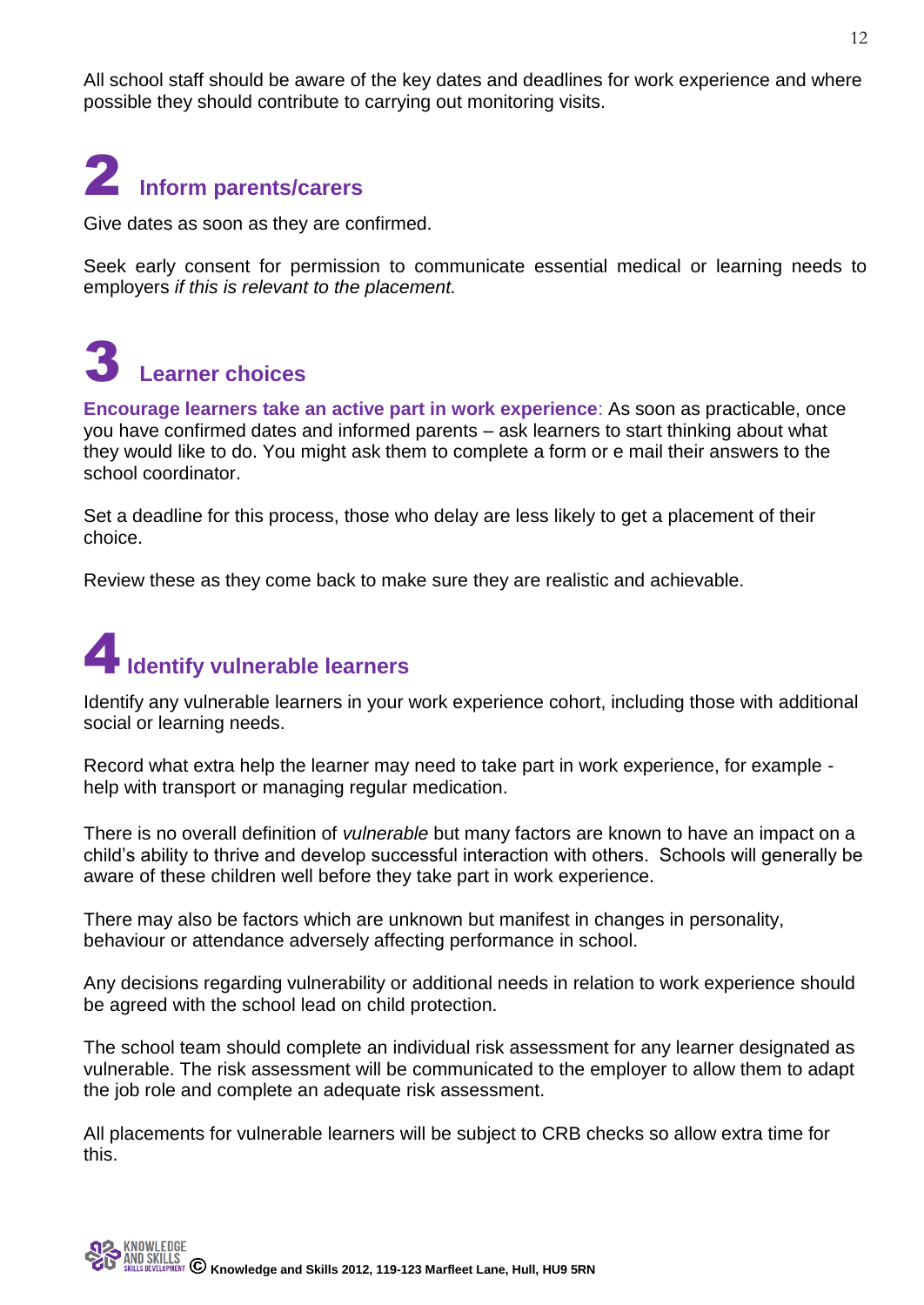All school staff should be aware of the key dates and deadlines for work experience and where possible they should contribute to carrying out monitoring visits.

## 2 Inform parents/carers

Give dates as soon as they are confirmed.

Seek early consent for permission to communicate essential medical or learning needs to employers *if this is relevant to the placement.*

## 3 Learner choices

**Encourage learners take an active part in work experience**: As soon as practicable, once you have confirmed dates and informed parents – ask learners to start thinking about what they would like to do. You might ask them to complete a form or e mail their answers to the school coordinator.

Set a deadline for this process, those who delay are less likely to get a placement of their choice.

Review these as they come back to make sure they are realistic and achievable.

## 4 Identify vulnerable learners

Identify any vulnerable learners in your work experience cohort, including those with additional social or learning needs.

Record what extra help the learner may need to take part in work experience, for example - help with transport or managing regular medication.

There is no overall definition of *vulnerable* but many factors are known to have an impact on a child's ability to thrive and develop successful interaction with others. Schools will generally be aware of these children well before they take part in work experience.

There may also be factors which are unknown but manifest in changes in personality, behaviour or attendance adversely affecting performance in school.

Any decisions regarding vulnerability or additional needs in relation to work experience should be agreed with the school lead on child protection.

The school team should complete an individual risk assessment for any learner designated as vulnerable. The risk assessment will be communicated to the employer to allow them to adapt the job role and complete an adequate risk assessment.

All placements for vulnerable learners will be subject to CRB checks so allow extra time for this.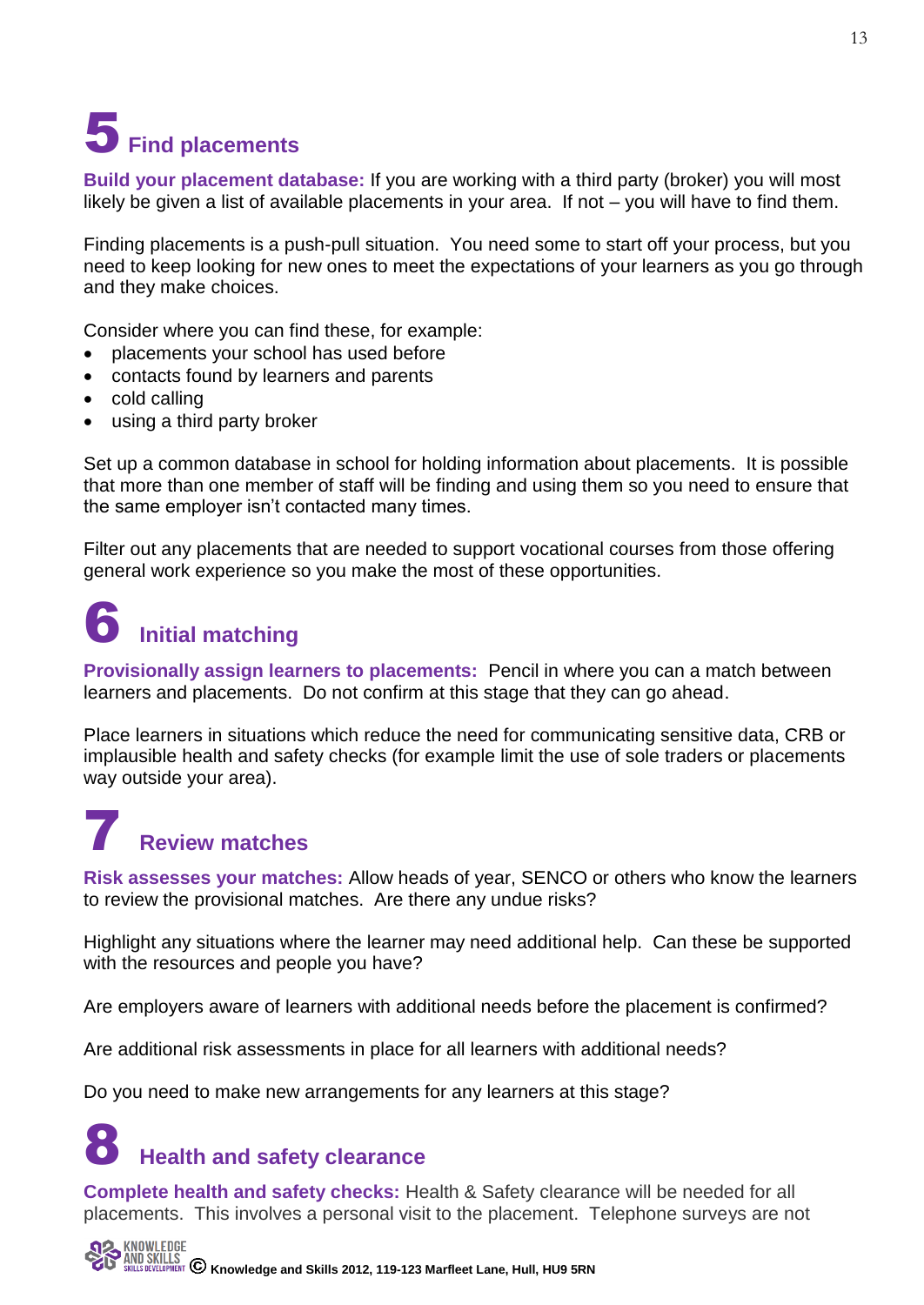## 5 Find placements

**Build your placement database:** If you are working with a third party (broker) you will most likely be given a list of available placements in your area. If not – you will have to find them.

Finding placements is a push-pull situation. You need some to start off your process, but you need to keep looking for new ones to meet the expectations of your learners as you go through and they make choices.

Consider where you can find these, for example:

- placements your school has used before
- contacts found by learners and parents
- cold calling
- using a third party broker

Set up a common database in school for holding information about placements. It is possible that more than one member of staff will be finding and using them so you need to ensure that the same employer isn't contacted many times.

Filter out any placements that are needed to support vocational courses from those offering general work experience so you make the most of these opportunities.

## 6 Initial matching

**Provisionally assign learners to placements:** Pencil in where you can a match between learners and placements. Do not confirm at this stage that they can go ahead.

Place learners in situations which reduce the need for communicating sensitive data, CRB or implausible health and safety checks (for example limit the use of sole traders or placements way outside your area).

## 7 Review matches

**Risk assesses your matches:** Allow heads of year, SENCO or others who know the learners to review the provisional matches. Are there any undue risks?

Highlight any situations where the learner may need additional help. Can these be supported with the resources and people you have?

Are employers aware of learners with additional needs before the placement is confirmed?

Are additional risk assessments in place for all learners with additional needs?

Do you need to make new arrangements for any learners at this stage?

## 8 Health and safety clearance

**Complete health and safety checks:** Health & Safety clearance will be needed for all placements. This involves a personal visit to the placement. Telephone surveys are not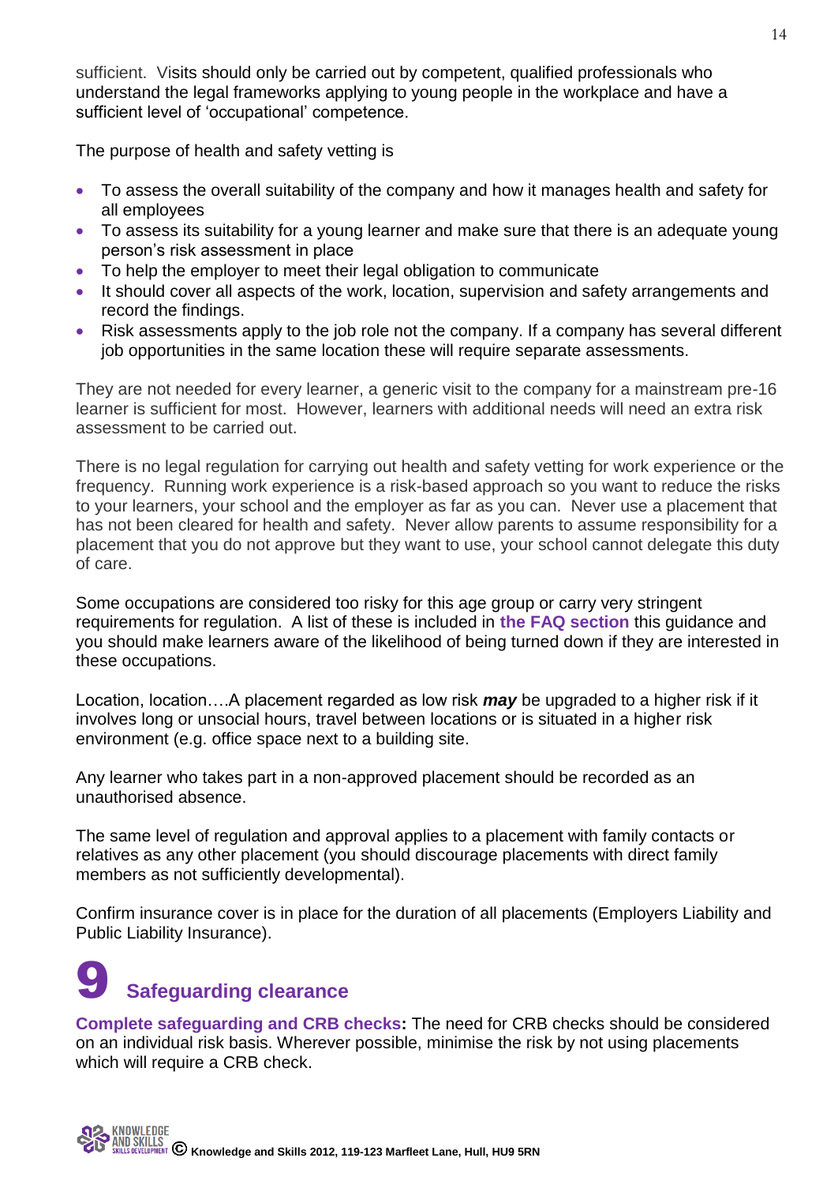sufficient. Visits should only be carried out by competent, qualified professionals who understand the legal frameworks applying to young people in the workplace and have a sufficient level of 'occupational' competence.

The purpose of health and safety vetting is

- To assess the overall suitability of the company and how it manages health and safety for all employees
- To assess its suitability for a young learner and make sure that there is an adequate young person's risk assessment in place
- To help the employer to meet their legal obligation to communicate
- It should cover all aspects of the work, location, supervision and safety arrangements and record the findings.
- Risk assessments apply to the job role not the company. If a company has several different job opportunities in the same location these will require separate assessments.

They are not needed for every learner, a generic visit to the company for a mainstream pre-16 learner is sufficient for most. However, learners with additional needs will need an extra risk assessment to be carried out.

There is no legal regulation for carrying out health and safety vetting for work experience or the frequency. Running work experience is a risk-based approach so you want to reduce the risks to your learners, your school and the employer as far as you can. Never use a placement that has not been cleared for health and safety. Never allow parents to assume responsibility for a placement that you do not approve but they want to use, your school cannot delegate this duty of care.

Some occupations are considered too risky for this age group or carry very stringent requirements for regulation. A list of these is included in **the FAQ section** this guidance and you should make learners aware of the likelihood of being turned down if they are interested in these occupations.

Location, location….A placement regarded as low risk ***may*** be upgraded to a higher risk if it involves long or unsocial hours, travel between locations or is situated in a higher risk environment (e.g. office space next to a building site.

Any learner who takes part in a non-approved placement should be recorded as an unauthorised absence.

The same level of regulation and approval applies to a placement with family contacts or relatives as any other placement (you should discourage placements with direct family members as not sufficiently developmental).

Confirm insurance cover is in place for the duration of all placements (Employers Liability and Public Liability Insurance).

# 9 Safeguarding clearance

**Complete safeguarding and CRB checks:** The need for CRB checks should be considered on an individual risk basis. Wherever possible, minimise the risk by not using placements which will require a CRB check.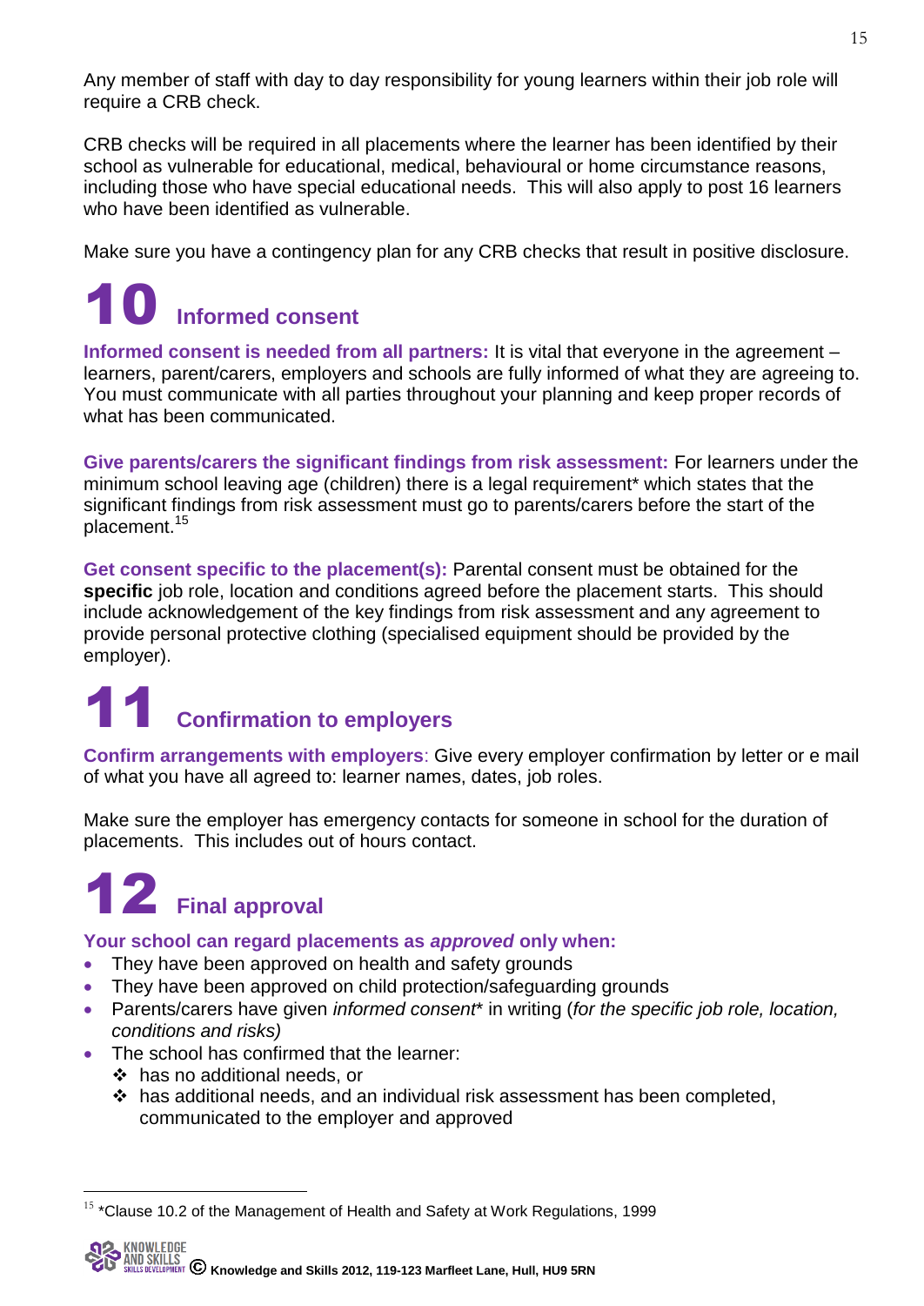Any member of staff with day to day responsibility for young learners within their job role will require a CRB check.

CRB checks will be required in all placements where the learner has been identified by their school as vulnerable for educational, medical, behavioural or home circumstance reasons, including those who have special educational needs. This will also apply to post 16 learners who have been identified as vulnerable.

Make sure you have a contingency plan for any CRB checks that result in positive disclosure.

## 10 Informed consent

**Informed consent is needed from all partners:** It is vital that everyone in the agreement – learners, parent/carers, employers and schools are fully informed of what they are agreeing to. You must communicate with all parties throughout your planning and keep proper records of what has been communicated.

**Give parents/carers the significant findings from risk assessment:** For learners under the minimum school leaving age (children) there is a legal requirement* which states that the significant findings from risk assessment must go to parents/carers before the start of the placement.[15]

**Get consent specific to the placement(s):** Parental consent must be obtained for the **specific** job role, location and conditions agreed before the placement starts. This should include acknowledgement of the key findings from risk assessment and any agreement to provide personal protective clothing (specialised equipment should be provided by the employer).

## 11 Confirmation to employers

**Confirm arrangements with employers**: Give every employer confirmation by letter or e mail of what you have all agreed to: learner names, dates, job roles.

Make sure the employer has emergency contacts for someone in school for the duration of placements. This includes out of hours contact.

## 12 Final approval

**Your school can regard placements as *approved* only when:**

- They have been approved on health and safety grounds
- They have been approved on child protection/safeguarding grounds
- Parents/carers have given *informed consent** in writing (*for the specific job role, location, conditions and risks)*
- The school has confirmed that the learner:
  - has no additional needs, or
  - has additional needs, and an individual risk assessment has been completed, communicated to the employer and approved

---

[15] *Clause 10.2 of the Management of Health and Safety at Work Regulations, 1999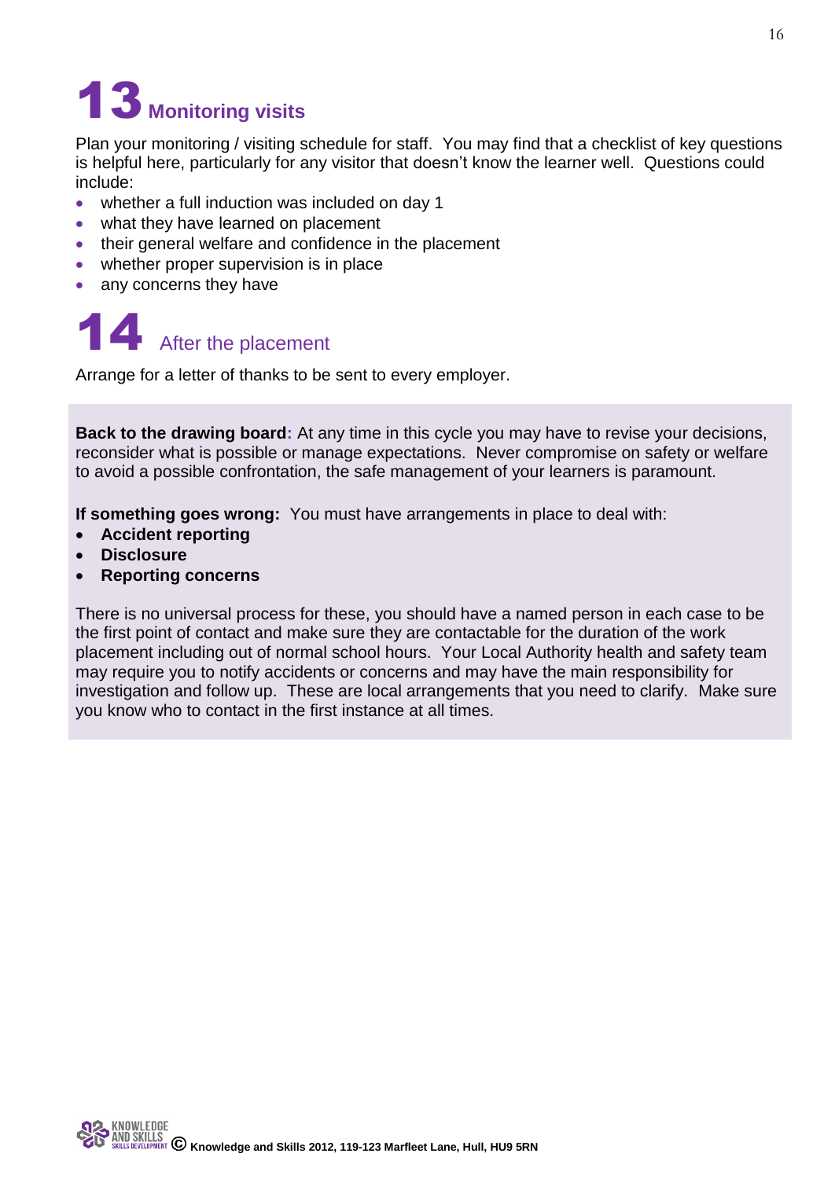## 13 Monitoring visits

Plan your monitoring / visiting schedule for staff. You may find that a checklist of key questions is helpful here, particularly for any visitor that doesn't know the learner well. Questions could include:

- whether a full induction was included on day 1
- what they have learned on placement
- their general welfare and confidence in the placement
- whether proper supervision is in place
- any concerns they have

## 14 After the placement

Arrange for a letter of thanks to be sent to every employer.

**Back to the drawing board:** At any time in this cycle you may have to revise your decisions, reconsider what is possible or manage expectations. Never compromise on safety or welfare to avoid a possible confrontation, the safe management of your learners is paramount.

**If something goes wrong:** You must have arrangements in place to deal with:

- **Accident reporting**
- **Disclosure**
- **Reporting concerns**

There is no universal process for these, you should have a named person in each case to be the first point of contact and make sure they are contactable for the duration of the work placement including out of normal school hours. Your Local Authority health and safety team may require you to notify accidents or concerns and may have the main responsibility for investigation and follow up. These are local arrangements that you need to clarify. Make sure you know who to contact in the first instance at all times.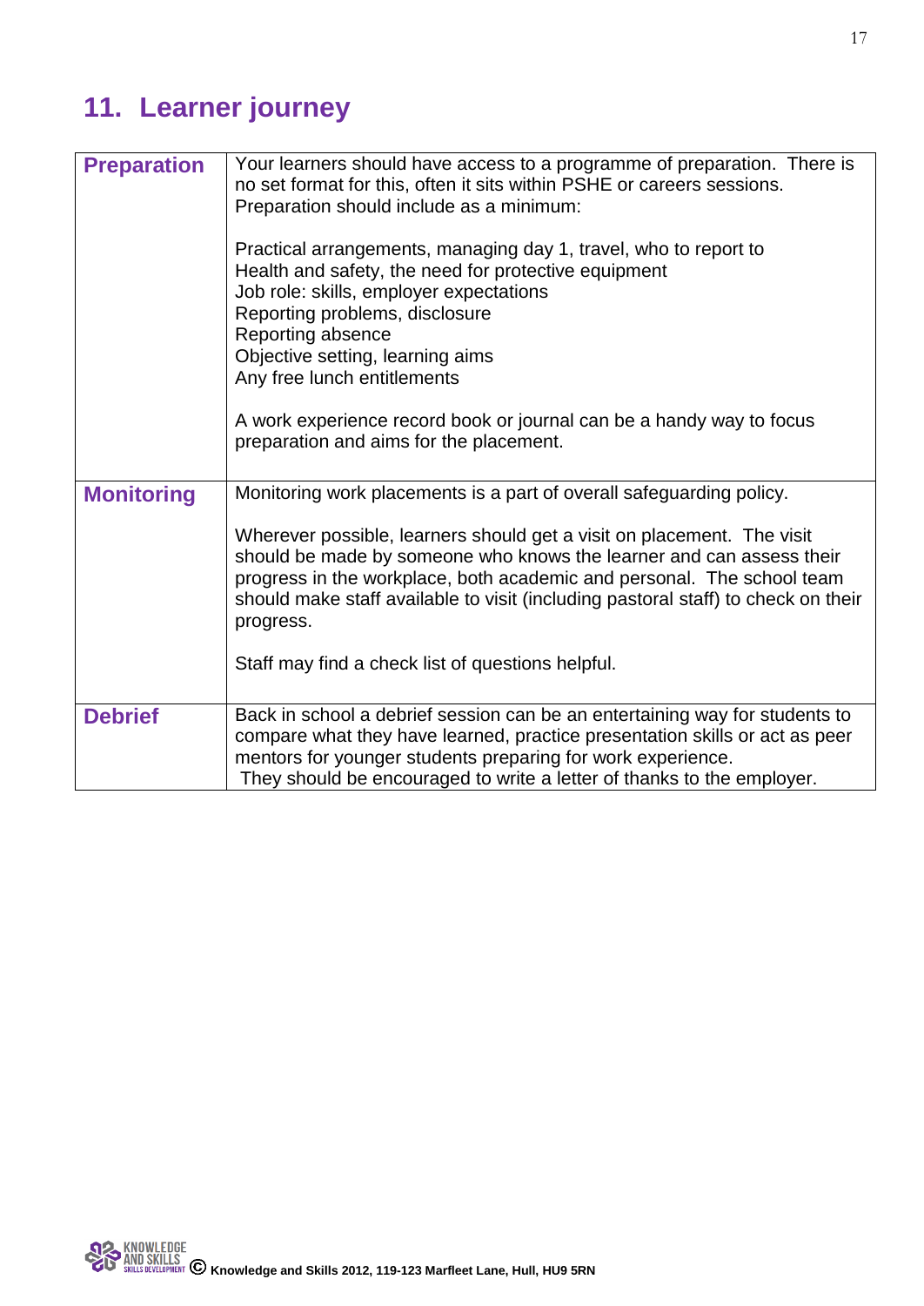## 11. Learner journey

| | |
|---|---|
| **Preparation** | Your learners should have access to a programme of preparation. There is no set format for this, often it sits within PSHE or careers sessions. Preparation should include as a minimum:<br><br>Practical arrangements, managing day 1, travel, who to report to<br>Health and safety, the need for protective equipment<br>Job role: skills, employer expectations<br>Reporting problems, disclosure<br>Reporting absence<br>Objective setting, learning aims<br>Any free lunch entitlements<br><br>A work experience record book or journal can be a handy way to focus preparation and aims for the placement. |
| **Monitoring** | Monitoring work placements is a part of overall safeguarding policy.<br><br>Wherever possible, learners should get a visit on placement. The visit should be made by someone who knows the learner and can assess their progress in the workplace, both academic and personal. The school team should make staff available to visit (including pastoral staff) to check on their progress.<br><br>Staff may find a check list of questions helpful. |
| **Debrief** | Back in school a debrief session can be an entertaining way for students to compare what they have learned, practice presentation skills or act as peer mentors for younger students preparing for work experience.<br>They should be encouraged to write a letter of thanks to the employer. |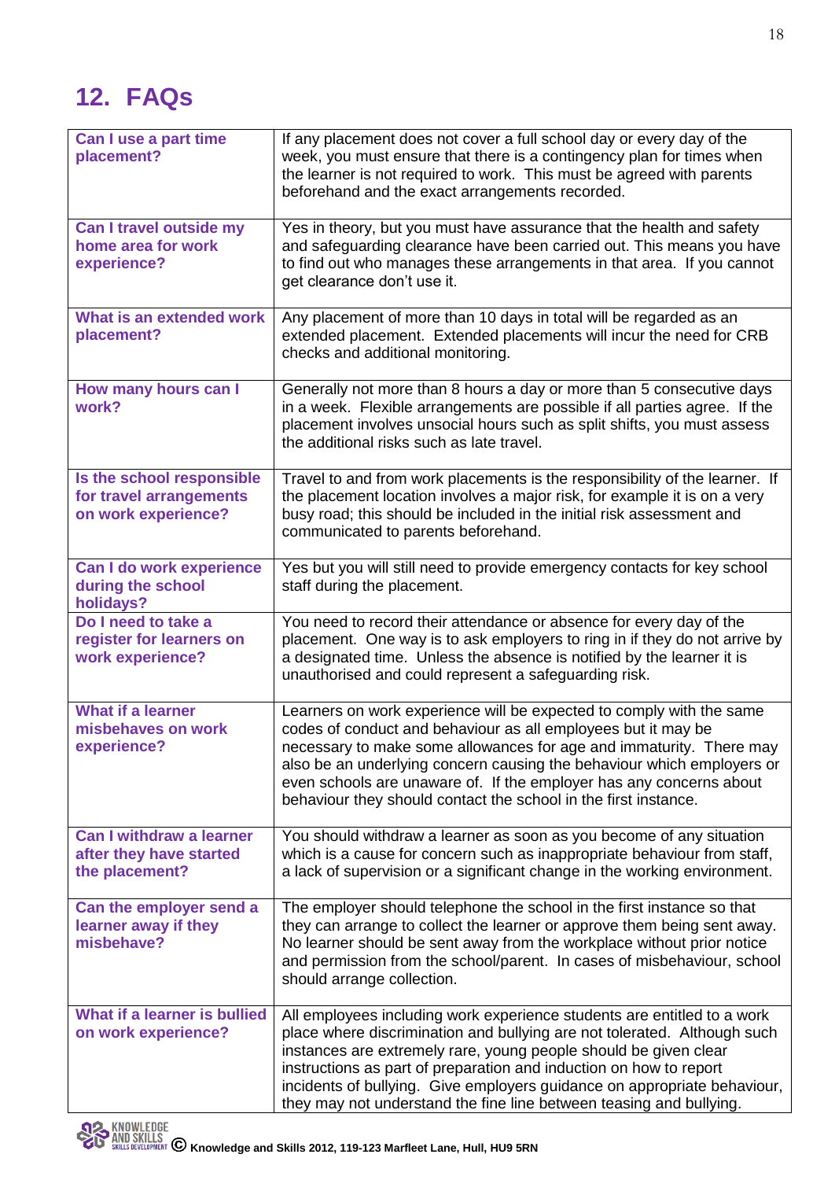## 12. FAQs

| | |
|---|---|
| **Can I use a part time placement?** | If any placement does not cover a full school day or every day of the week, you must ensure that there is a contingency plan for times when the learner is not required to work. This must be agreed with parents beforehand and the exact arrangements recorded. |
| **Can I travel outside my home area for work experience?** | Yes in theory, but you must have assurance that the health and safety and safeguarding clearance have been carried out. This means you have to find out who manages these arrangements in that area. If you cannot get clearance don't use it. |
| **What is an extended work placement?** | Any placement of more than 10 days in total will be regarded as an extended placement. Extended placements will incur the need for CRB checks and additional monitoring. |
| **How many hours can I work?** | Generally not more than 8 hours a day or more than 5 consecutive days in a week. Flexible arrangements are possible if all parties agree. If the placement involves unsocial hours such as split shifts, you must assess the additional risks such as late travel. |
| **Is the school responsible for travel arrangements on work experience?** | Travel to and from work placements is the responsibility of the learner. If the placement location involves a major risk, for example it is on a very busy road; this should be included in the initial risk assessment and communicated to parents beforehand. |
| **Can I do work experience during the school holidays?** | Yes but you will still need to provide emergency contacts for key school staff during the placement. |
| **Do I need to take a register for learners on work experience?** | You need to record their attendance or absence for every day of the placement. One way is to ask employers to ring in if they do not arrive by a designated time. Unless the absence is notified by the learner it is unauthorised and could represent a safeguarding risk. |
| **What if a learner misbehaves on work experience?** | Learners on work experience will be expected to comply with the same codes of conduct and behaviour as all employees but it may be necessary to make some allowances for age and immaturity. There may also be an underlying concern causing the behaviour which employers or even schools are unaware of. If the employer has any concerns about behaviour they should contact the school in the first instance. |
| **Can I withdraw a learner after they have started the placement?** | You should withdraw a learner as soon as you become of any situation which is a cause for concern such as inappropriate behaviour from staff, a lack of supervision or a significant change in the working environment. |
| **Can the employer send a learner away if they misbehave?** | The employer should telephone the school in the first instance so that they can arrange to collect the learner or approve them being sent away. No learner should be sent away from the workplace without prior notice and permission from the school/parent. In cases of misbehaviour, school should arrange collection. |
| **What if a learner is bullied on work experience?** | All employees including work experience students are entitled to a work place where discrimination and bullying are not tolerated. Although such instances are extremely rare, young people should be given clear instructions as part of preparation and induction on how to report incidents of bullying. Give employers guidance on appropriate behaviour, they may not understand the fine line between teasing and bullying. |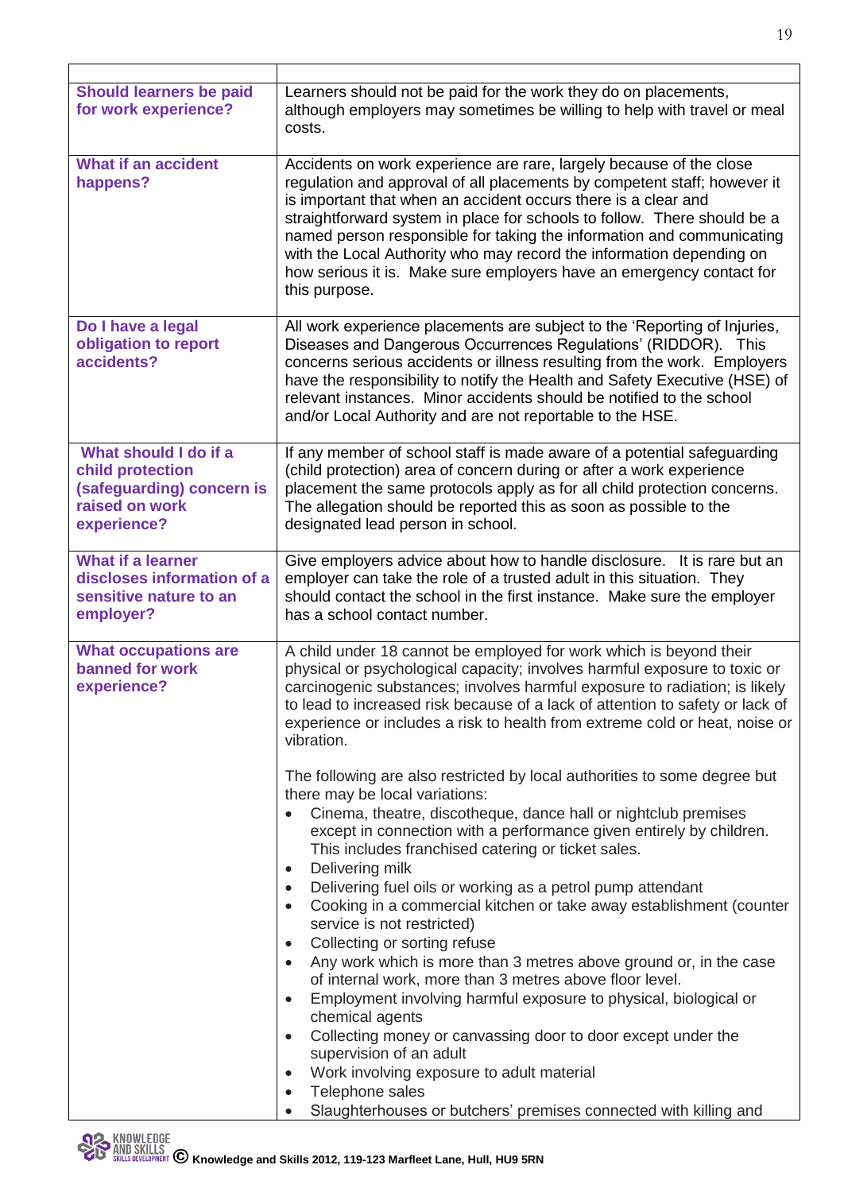| | |
|---|---|
| **Should learners be paid for work experience?** | Learners should not be paid for the work they do on placements, although employers may sometimes be willing to help with travel or meal costs. |
| **What if an accident happens?** | Accidents on work experience are rare, largely because of the close regulation and approval of all placements by competent staff; however it is important that when an accident occurs there is a clear and straightforward system in place for schools to follow. There should be a named person responsible for taking the information and communicating with the Local Authority who may record the information depending on how serious it is. Make sure employers have an emergency contact for this purpose. |
| **Do I have a legal obligation to report accidents?** | All work experience placements are subject to the 'Reporting of Injuries, Diseases and Dangerous Occurrences Regulations' (RIDDOR). This concerns serious accidents or illness resulting from the work. Employers have the responsibility to notify the Health and Safety Executive (HSE) of relevant instances. Minor accidents should be notified to the school and/or Local Authority and are not reportable to the HSE. |
| **What should I do if a child protection (safeguarding) concern is raised on work experience?** | If any member of school staff is made aware of a potential safeguarding (child protection) area of concern during or after a work experience placement the same protocols apply as for all child protection concerns. The allegation should be reported this as soon as possible to the designated lead person in school. |
| **What if a learner discloses information of a sensitive nature to an employer?** | Give employers advice about how to handle disclosure. It is rare but an employer can take the role of a trusted adult in this situation. They should contact the school in the first instance. Make sure the employer has a school contact number. |
| **What occupations are banned for work experience?** | A child under 18 cannot be employed for work which is beyond their physical or psychological capacity; involves harmful exposure to toxic or carcinogenic substances; involves harmful exposure to radiation; is likely to lead to increased risk because of a lack of attention to safety or lack of experience or includes a risk to health from extreme cold or heat, noise or vibration.<br><br>The following are also restricted by local authorities to some degree but there may be local variations:<br>• Cinema, theatre, discotheque, dance hall or nightclub premises except in connection with a performance given entirely by children. This includes franchised catering or ticket sales.<br>• Delivering milk<br>• Delivering fuel oils or working as a petrol pump attendant<br>• Cooking in a commercial kitchen or take away establishment (counter service is not restricted)<br>• Collecting or sorting refuse<br>• Any work which is more than 3 metres above ground or, in the case of internal work, more than 3 metres above floor level.<br>• Employment involving harmful exposure to physical, biological or chemical agents<br>• Collecting money or canvassing door to door except under the supervision of an adult<br>• Work involving exposure to adult material<br>• Telephone sales<br>• Slaughterhouses or butchers' premises connected with killing and |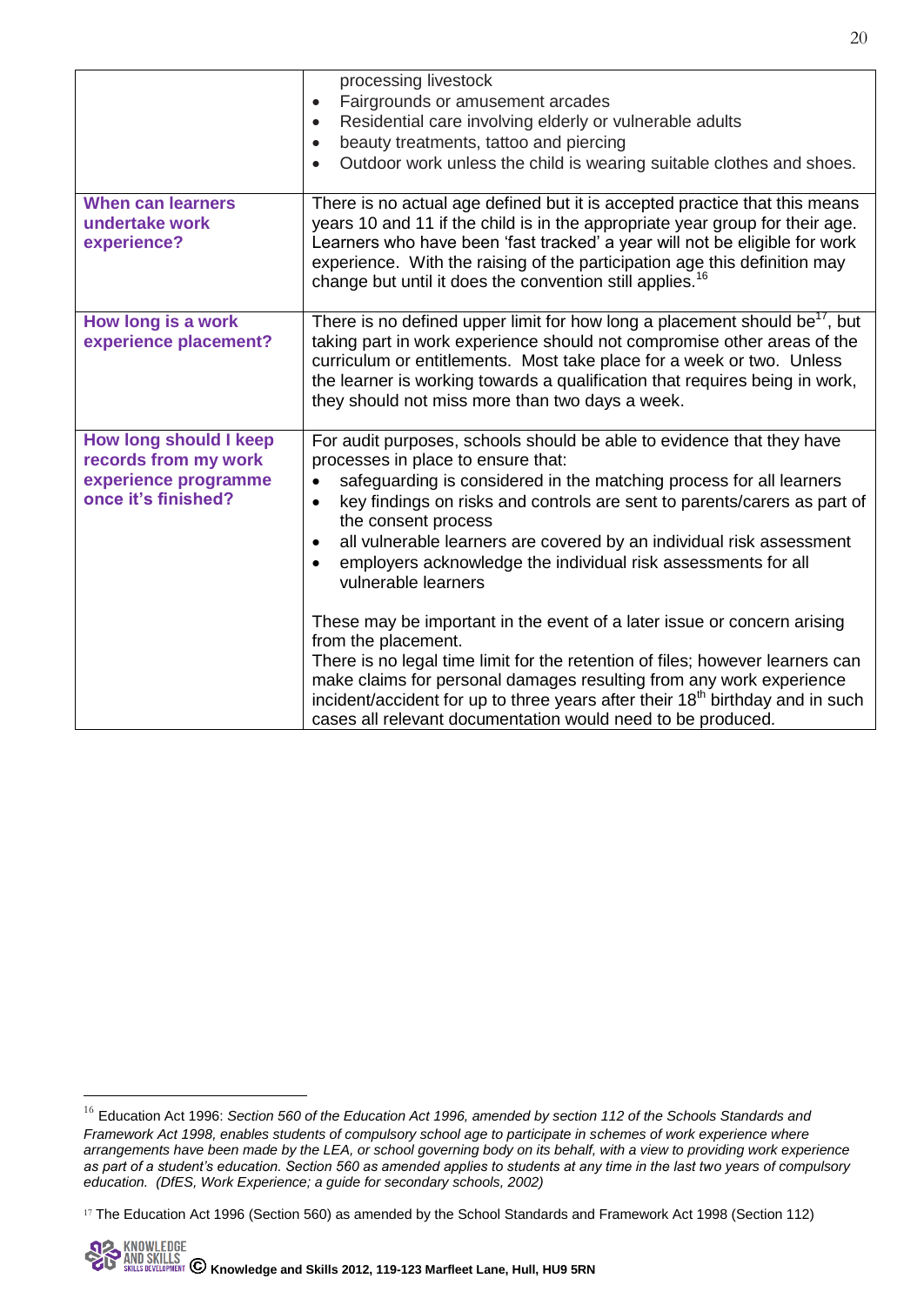| | |
|---|---|
| | processing livestock<br>• Fairgrounds or amusement arcades<br>• Residential care involving elderly or vulnerable adults<br>• beauty treatments, tattoo and piercing<br>• Outdoor work unless the child is wearing suitable clothes and shoes. |
| **When can learners undertake work experience?** | There is no actual age defined but it is accepted practice that this means years 10 and 11 if the child is in the appropriate year group for their age. Learners who have been 'fast tracked' a year will not be eligible for work experience. With the raising of the participation age this definition may change but until it does the convention still applies.[16] |
| **How long is a work experience placement?** | There is no defined upper limit for how long a placement should be[17], but taking part in work experience should not compromise other areas of the curriculum or entitlements. Most take place for a week or two. Unless the learner is working towards a qualification that requires being in work, they should not miss more than two days a week. |
| **How long should I keep records from my work experience programme once it's finished?** | For audit purposes, schools should be able to evidence that they have processes in place to ensure that:<br>• safeguarding is considered in the matching process for all learners<br>• key findings on risks and controls are sent to parents/carers as part of the consent process<br>• all vulnerable learners are covered by an individual risk assessment<br>• employers acknowledge the individual risk assessments for all vulnerable learners<br><br>These may be important in the event of a later issue or concern arising from the placement.<br>There is no legal time limit for the retention of files; however learners can make claims for personal damages resulting from any work experience incident/accident for up to three years after their 18th birthday and in such cases all relevant documentation would need to be produced. |

[16] Education Act 1996: *Section 560 of the Education Act 1996, amended by section 112 of the Schools Standards and Framework Act 1998, enables students of compulsory school age to participate in schemes of work experience where arrangements have been made by the LEA, or school governing body on its behalf, with a view to providing work experience as part of a student's education. Section 560 as amended applies to students at any time in the last two years of compulsory education. (DfES, Work Experience; a guide for secondary schools, 2002)*

[17] The Education Act 1996 (Section 560) as amended by the School Standards and Framework Act 1998 (Section 112)

© Knowledge and Skills 2012, 119-123 Marfleet Lane, Hull, HU9 5RN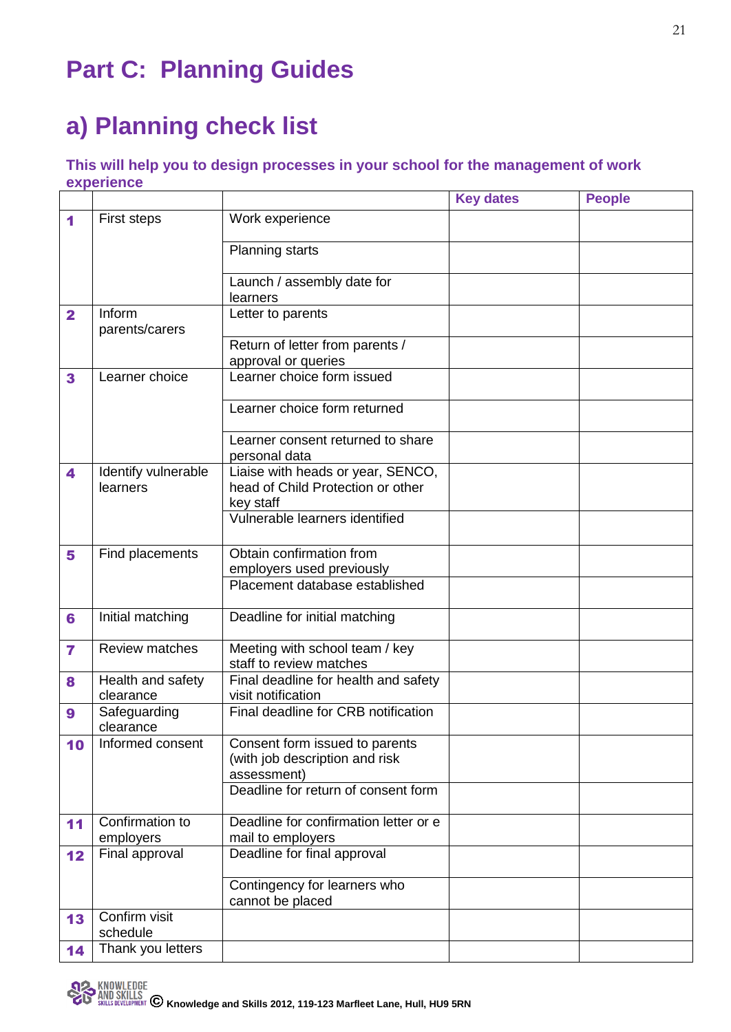# Part C: Planning Guides

## a) Planning check list

### This will help you to design processes in your school for the management of work experience

| | | | Key dates | People |
|---|---|---|---|---|
| **1** | First steps | Work experience | | |
| | | Planning starts | | |
| | | Launch / assembly date for learners | | |
| **2** | Inform parents/carers | Letter to parents | | |
| | | Return of letter from parents / approval or queries | | |
| **3** | Learner choice | Learner choice form issued | | |
| | | Learner choice form returned | | |
| | | Learner consent returned to share personal data | | |
| **4** | Identify vulnerable learners | Liaise with heads or year, SENCO, head of Child Protection or other key staff | | |
| | | Vulnerable learners identified | | |
| **5** | Find placements | Obtain confirmation from employers used previously | | |
| | | Placement database established | | |
| **6** | Initial matching | Deadline for initial matching | | |
| **7** | Review matches | Meeting with school team / key staff to review matches | | |
| **8** | Health and safety clearance | Final deadline for health and safety visit notification | | |
| **9** | Safeguarding clearance | Final deadline for CRB notification | | |
| **10** | Informed consent | Consent form issued to parents (with job description and risk assessment) | | |
| | | Deadline for return of consent form | | |
| **11** | Confirmation to employers | Deadline for confirmation letter or e mail to employers | | |
| **12** | Final approval | Deadline for final approval | | |
| | | Contingency for learners who cannot be placed | | |
| **13** | Confirm visit schedule | | | |
| **14** | Thank you letters | | | |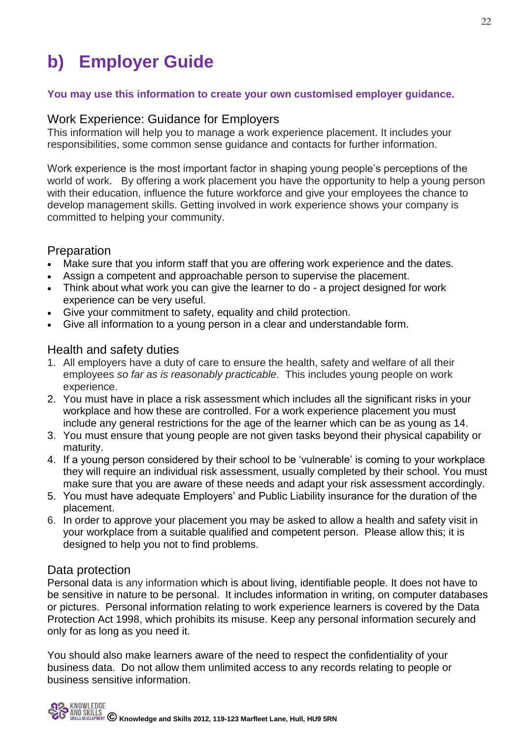# b) Employer Guide

**You may use this information to create your own customised employer guidance.**

## Work Experience: Guidance for Employers

This information will help you to manage a work experience placement. It includes your responsibilities, some common sense guidance and contacts for further information.

Work experience is the most important factor in shaping young people's perceptions of the world of work. By offering a work placement you have the opportunity to help a young person with their education, influence the future workforce and give your employees the chance to develop management skills. Getting involved in work experience shows your company is committed to helping your community.

## Preparation

- Make sure that you inform staff that you are offering work experience and the dates.
- Assign a competent and approachable person to supervise the placement.
- Think about what work you can give the learner to do - a project designed for work experience can be very useful.
- Give your commitment to safety, equality and child protection.
- Give all information to a young person in a clear and understandable form.

## Health and safety duties

1. All employers have a duty of care to ensure the health, safety and welfare of all their employees *so far as is reasonably practicable*. This includes young people on work experience.
2. You must have in place a risk assessment which includes all the significant risks in your workplace and how these are controlled. For a work experience placement you must include any general restrictions for the age of the learner which can be as young as 14.
3. You must ensure that young people are not given tasks beyond their physical capability or maturity.
4. If a young person considered by their school to be 'vulnerable' is coming to your workplace they will require an individual risk assessment, usually completed by their school. You must make sure that you are aware of these needs and adapt your risk assessment accordingly.
5. You must have adequate Employers' and Public Liability insurance for the duration of the placement.
6. In order to approve your placement you may be asked to allow a health and safety visit in your workplace from a suitable qualified and competent person. Please allow this; it is designed to help you not to find problems.

## Data protection

Personal data is any information which is about living, identifiable people. It does not have to be sensitive in nature to be personal. It includes information in writing, on computer databases or pictures. Personal information relating to work experience learners is covered by the Data Protection Act 1998, which prohibits its misuse. Keep any personal information securely and only for as long as you need it.

You should also make learners aware of the need to respect the confidentiality of your business data. Do not allow them unlimited access to any records relating to people or business sensitive information.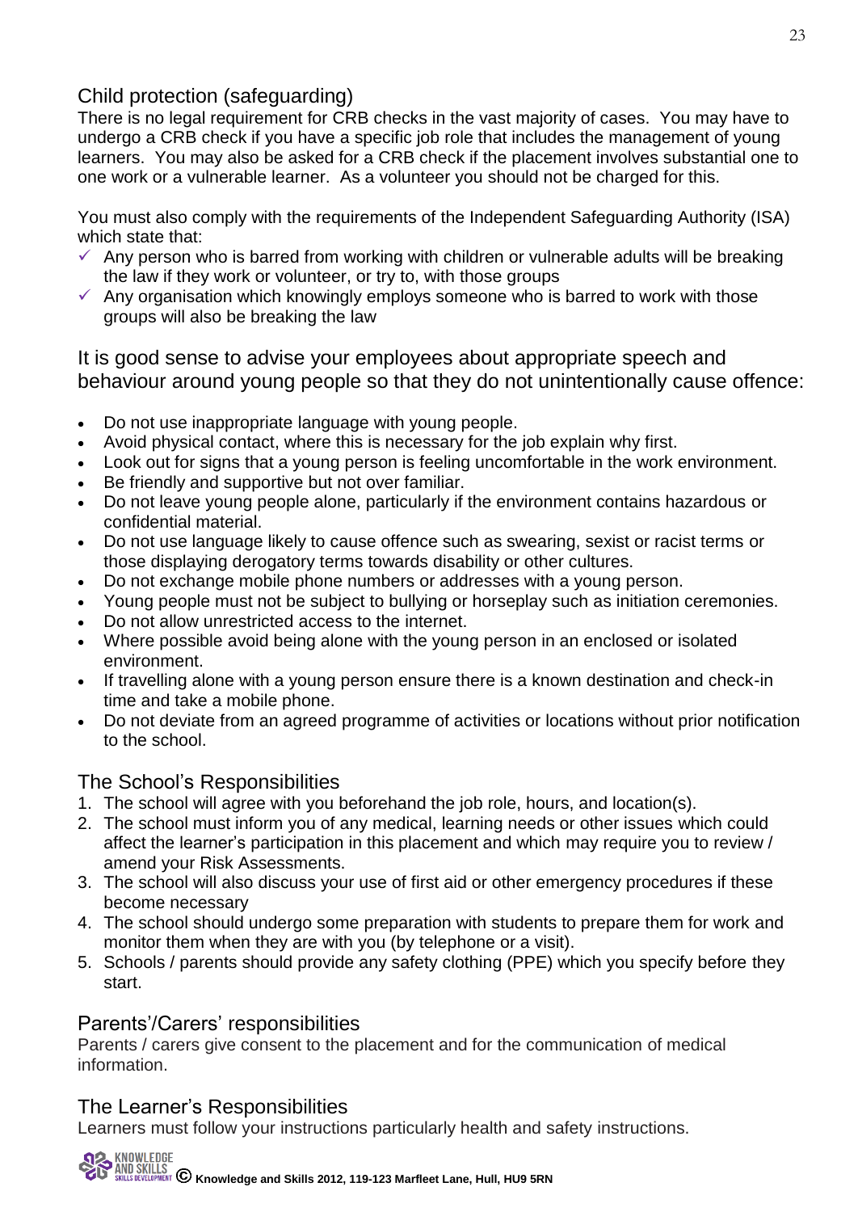## Child protection (safeguarding)

There is no legal requirement for CRB checks in the vast majority of cases. You may have to undergo a CRB check if you have a specific job role that includes the management of young learners. You may also be asked for a CRB check if the placement involves substantial one to one work or a vulnerable learner. As a volunteer you should not be charged for this.

You must also comply with the requirements of the Independent Safeguarding Authority (ISA) which state that:

- ✓ Any person who is barred from working with children or vulnerable adults will be breaking the law if they work or volunteer, or try to, with those groups
- ✓ Any organisation which knowingly employs someone who is barred to work with those groups will also be breaking the law

### It is good sense to advise your employees about appropriate speech and behaviour around young people so that they do not unintentionally cause offence:

- Do not use inappropriate language with young people.
- Avoid physical contact, where this is necessary for the job explain why first.
- Look out for signs that a young person is feeling uncomfortable in the work environment.
- Be friendly and supportive but not over familiar.
- Do not leave young people alone, particularly if the environment contains hazardous or confidential material.
- Do not use language likely to cause offence such as swearing, sexist or racist terms or those displaying derogatory terms towards disability or other cultures.
- Do not exchange mobile phone numbers or addresses with a young person.
- Young people must not be subject to bullying or horseplay such as initiation ceremonies.
- Do not allow unrestricted access to the internet.
- Where possible avoid being alone with the young person in an enclosed or isolated environment.
- If travelling alone with a young person ensure there is a known destination and check-in time and take a mobile phone.
- Do not deviate from an agreed programme of activities or locations without prior notification to the school.

## The School's Responsibilities

1. The school will agree with you beforehand the job role, hours, and location(s).
2. The school must inform you of any medical, learning needs or other issues which could affect the learner's participation in this placement and which may require you to review / amend your Risk Assessments.
3. The school will also discuss your use of first aid or other emergency procedures if these become necessary
4. The school should undergo some preparation with students to prepare them for work and monitor them when they are with you (by telephone or a visit).
5. Schools / parents should provide any safety clothing (PPE) which you specify before they start.

## Parents'/Carers' responsibilities

Parents / carers give consent to the placement and for the communication of medical information.

## The Learner's Responsibilities

Learners must follow your instructions particularly health and safety instructions.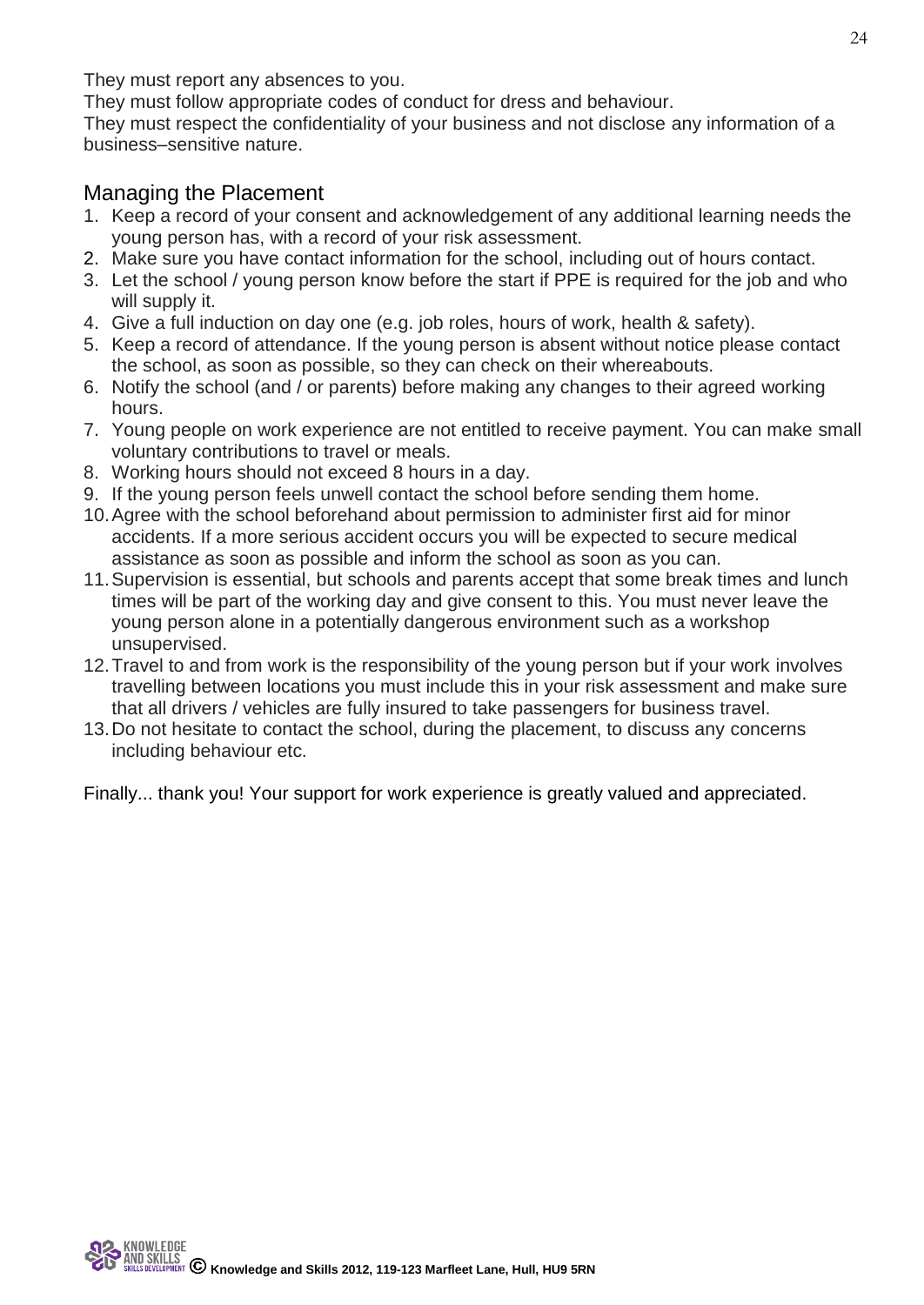They must report any absences to you.

They must follow appropriate codes of conduct for dress and behaviour.

They must respect the confidentiality of your business and not disclose any information of a business–sensitive nature.

## Managing the Placement

1. Keep a record of your consent and acknowledgement of any additional learning needs the young person has, with a record of your risk assessment.
2. Make sure you have contact information for the school, including out of hours contact.
3. Let the school / young person know before the start if PPE is required for the job and who will supply it.
4. Give a full induction on day one (e.g. job roles, hours of work, health & safety).
5. Keep a record of attendance. If the young person is absent without notice please contact the school, as soon as possible, so they can check on their whereabouts.
6. Notify the school (and / or parents) before making any changes to their agreed working hours.
7. Young people on work experience are not entitled to receive payment. You can make small voluntary contributions to travel or meals.
8. Working hours should not exceed 8 hours in a day.
9. If the young person feels unwell contact the school before sending them home.
10. Agree with the school beforehand about permission to administer first aid for minor accidents. If a more serious accident occurs you will be expected to secure medical assistance as soon as possible and inform the school as soon as you can.
11. Supervision is essential, but schools and parents accept that some break times and lunch times will be part of the working day and give consent to this. You must never leave the young person alone in a potentially dangerous environment such as a workshop unsupervised.
12. Travel to and from work is the responsibility of the young person but if your work involves travelling between locations you must include this in your risk assessment and make sure that all drivers / vehicles are fully insured to take passengers for business travel.
13. Do not hesitate to contact the school, during the placement, to discuss any concerns including behaviour etc.

Finally... thank you! Your support for work experience is greatly valued and appreciated.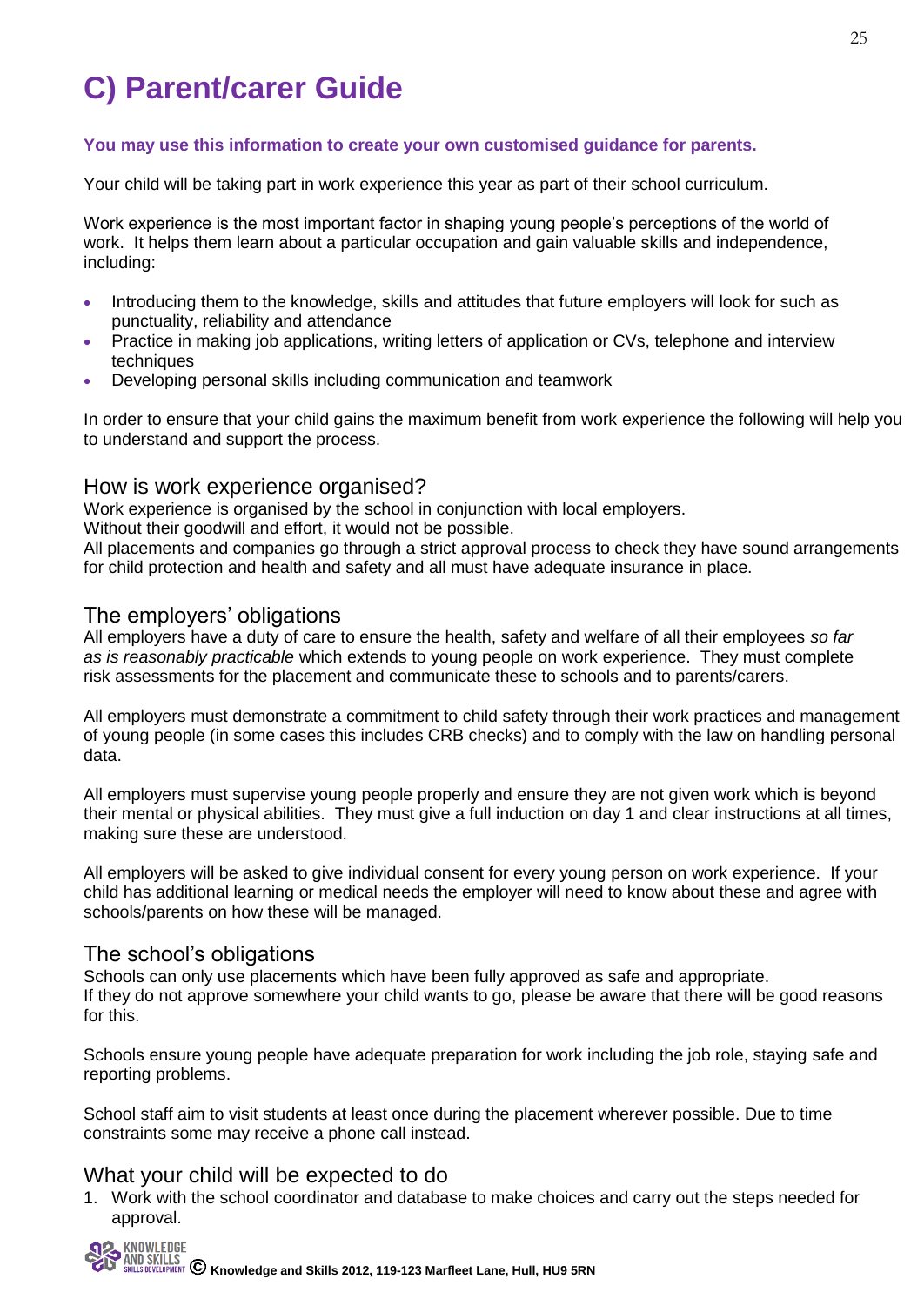# C) Parent/carer Guide

**You may use this information to create your own customised guidance for parents.**

Your child will be taking part in work experience this year as part of their school curriculum.

Work experience is the most important factor in shaping young people's perceptions of the world of work. It helps them learn about a particular occupation and gain valuable skills and independence, including:

- Introducing them to the knowledge, skills and attitudes that future employers will look for such as punctuality, reliability and attendance
- Practice in making job applications, writing letters of application or CVs, telephone and interview techniques
- Developing personal skills including communication and teamwork

In order to ensure that your child gains the maximum benefit from work experience the following will help you to understand and support the process.

## How is work experience organised?

Work experience is organised by the school in conjunction with local employers.
Without their goodwill and effort, it would not be possible.
All placements and companies go through a strict approval process to check they have sound arrangements for child protection and health and safety and all must have adequate insurance in place.

## The employers' obligations

All employers have a duty of care to ensure the health, safety and welfare of all their employees *so far as is reasonably practicable* which extends to young people on work experience. They must complete risk assessments for the placement and communicate these to schools and to parents/carers.

All employers must demonstrate a commitment to child safety through their work practices and management of young people (in some cases this includes CRB checks) and to comply with the law on handling personal data.

All employers must supervise young people properly and ensure they are not given work which is beyond their mental or physical abilities. They must give a full induction on day 1 and clear instructions at all times, making sure these are understood.

All employers will be asked to give individual consent for every young person on work experience. If your child has additional learning or medical needs the employer will need to know about these and agree with schools/parents on how these will be managed.

## The school's obligations

Schools can only use placements which have been fully approved as safe and appropriate.
If they do not approve somewhere your child wants to go, please be aware that there will be good reasons for this.

Schools ensure young people have adequate preparation for work including the job role, staying safe and reporting problems.

School staff aim to visit students at least once during the placement wherever possible. Due to time constraints some may receive a phone call instead.

## What your child will be expected to do

1. Work with the school coordinator and database to make choices and carry out the steps needed for approval.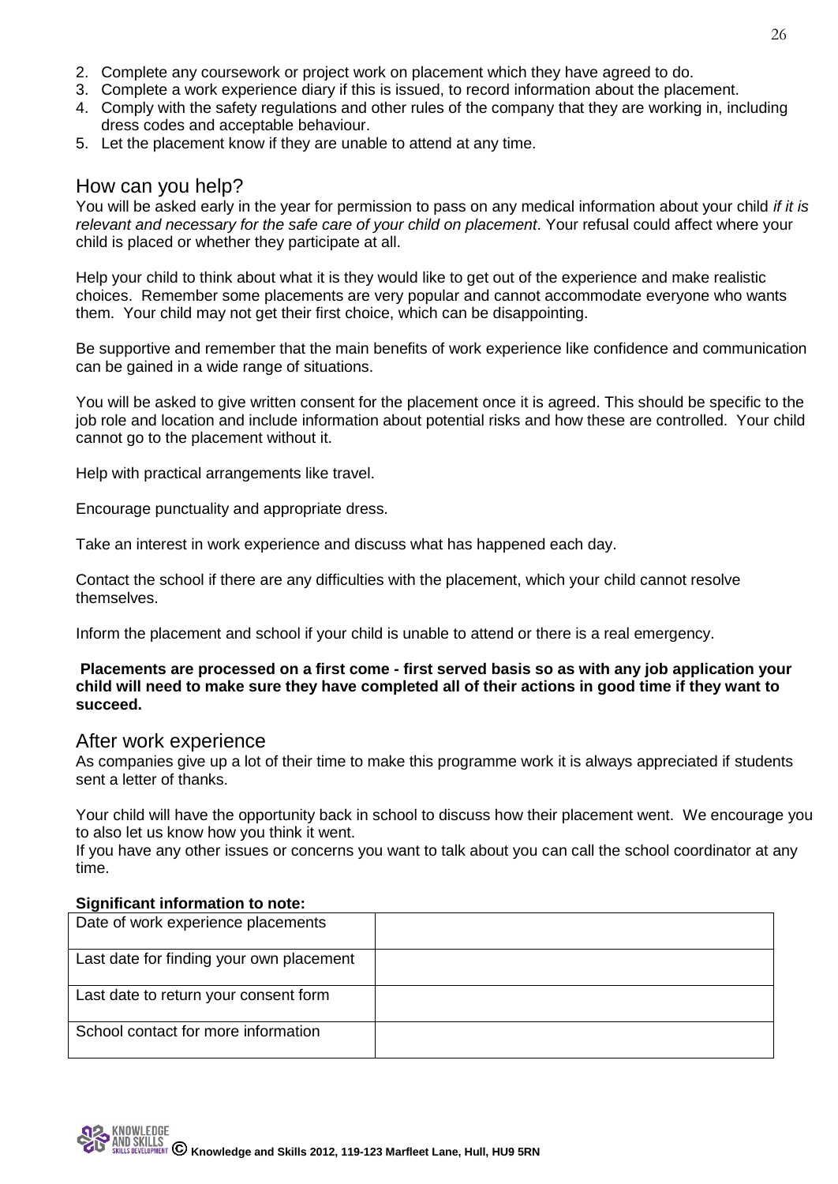2. Complete any coursework or project work on placement which they have agreed to do.
3. Complete a work experience diary if this is issued, to record information about the placement.
4. Comply with the safety regulations and other rules of the company that they are working in, including dress codes and acceptable behaviour.
5. Let the placement know if they are unable to attend at any time.

## How can you help?

You will be asked early in the year for permission to pass on any medical information about your child *if it is relevant and necessary for the safe care of your child on placement*. Your refusal could affect where your child is placed or whether they participate at all.

Help your child to think about what it is they would like to get out of the experience and make realistic choices. Remember some placements are very popular and cannot accommodate everyone who wants them. Your child may not get their first choice, which can be disappointing.

Be supportive and remember that the main benefits of work experience like confidence and communication can be gained in a wide range of situations.

You will be asked to give written consent for the placement once it is agreed. This should be specific to the job role and location and include information about potential risks and how these are controlled. Your child cannot go to the placement without it.

Help with practical arrangements like travel.

Encourage punctuality and appropriate dress.

Take an interest in work experience and discuss what has happened each day.

Contact the school if there are any difficulties with the placement, which your child cannot resolve themselves.

Inform the placement and school if your child is unable to attend or there is a real emergency.

**Placements are processed on a first come - first served basis so as with any job application your child will need to make sure they have completed all of their actions in good time if they want to succeed.**

## After work experience

As companies give up a lot of their time to make this programme work it is always appreciated if students sent a letter of thanks.

Your child will have the opportunity back in school to discuss how their placement went. We encourage you to also let us know how you think it went.
If you have any other issues or concerns you want to talk about you can call the school coordinator at any time.

**Significant information to note:**

| | |
|---|---|
| Date of work experience placements | |
| Last date for finding your own placement | |
| Last date to return your consent form | |
| School contact for more information | |

© Knowledge and Skills 2012, 119-123 Marfleet Lane, Hull, HU9 5RN